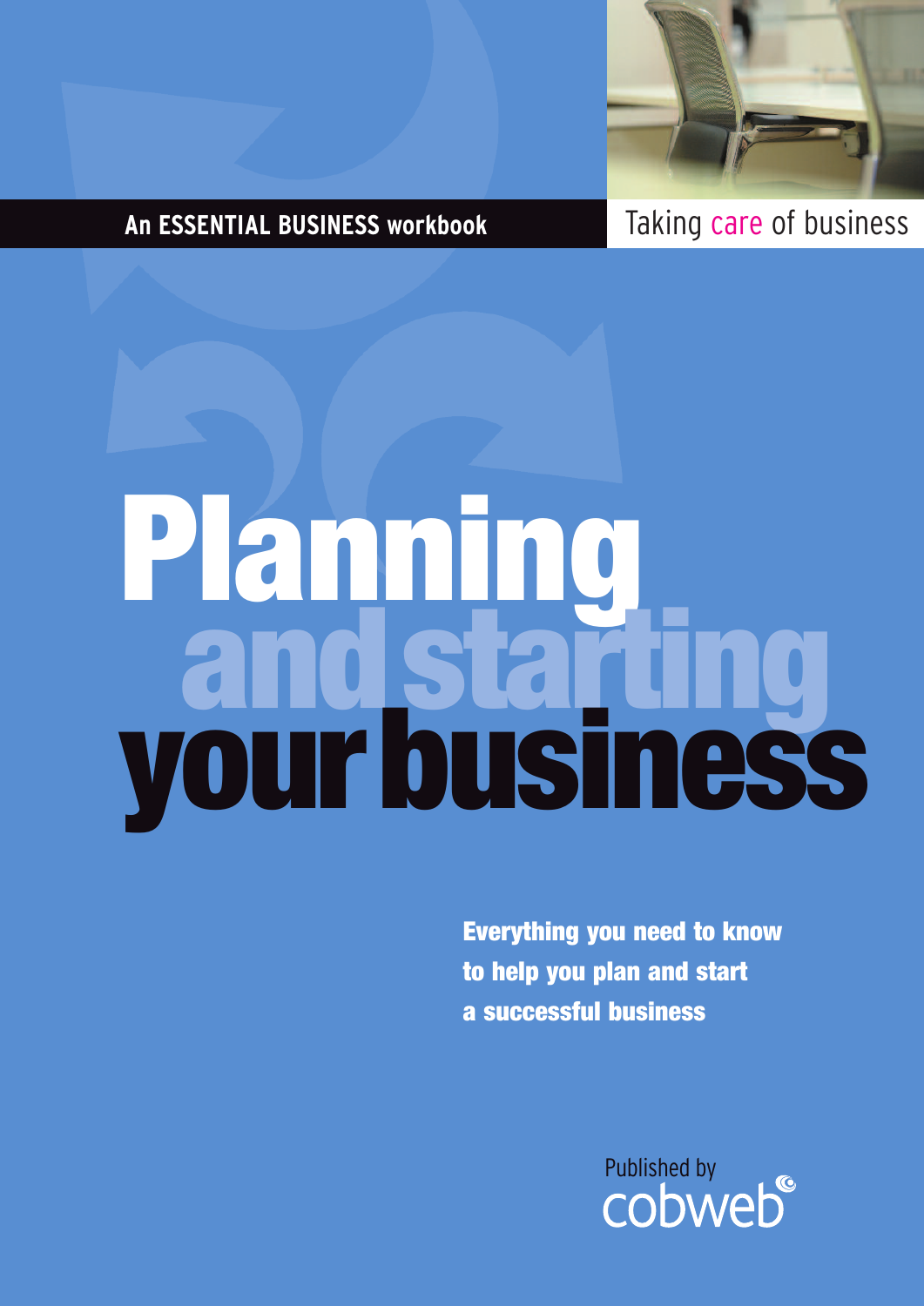**An ESSENTIAL BUSINESS workbook**

Taking care of business

# Planning and starting your business

**Everything you need to know to help you plan and start a successful business**

Published by cobweb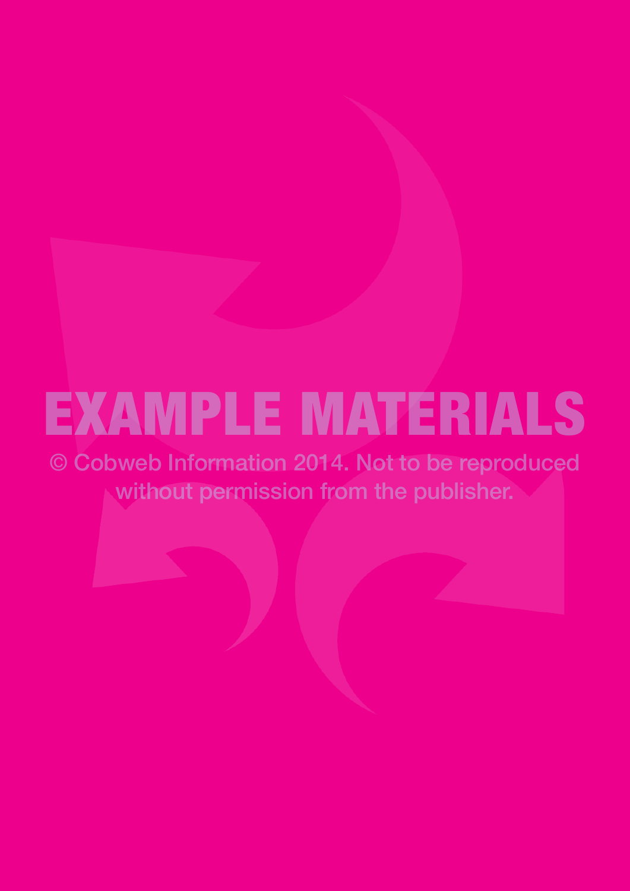EXAMPLE MATERIALS

© Cobweb Information 2014. Not to be reproduced without permission from the publisher.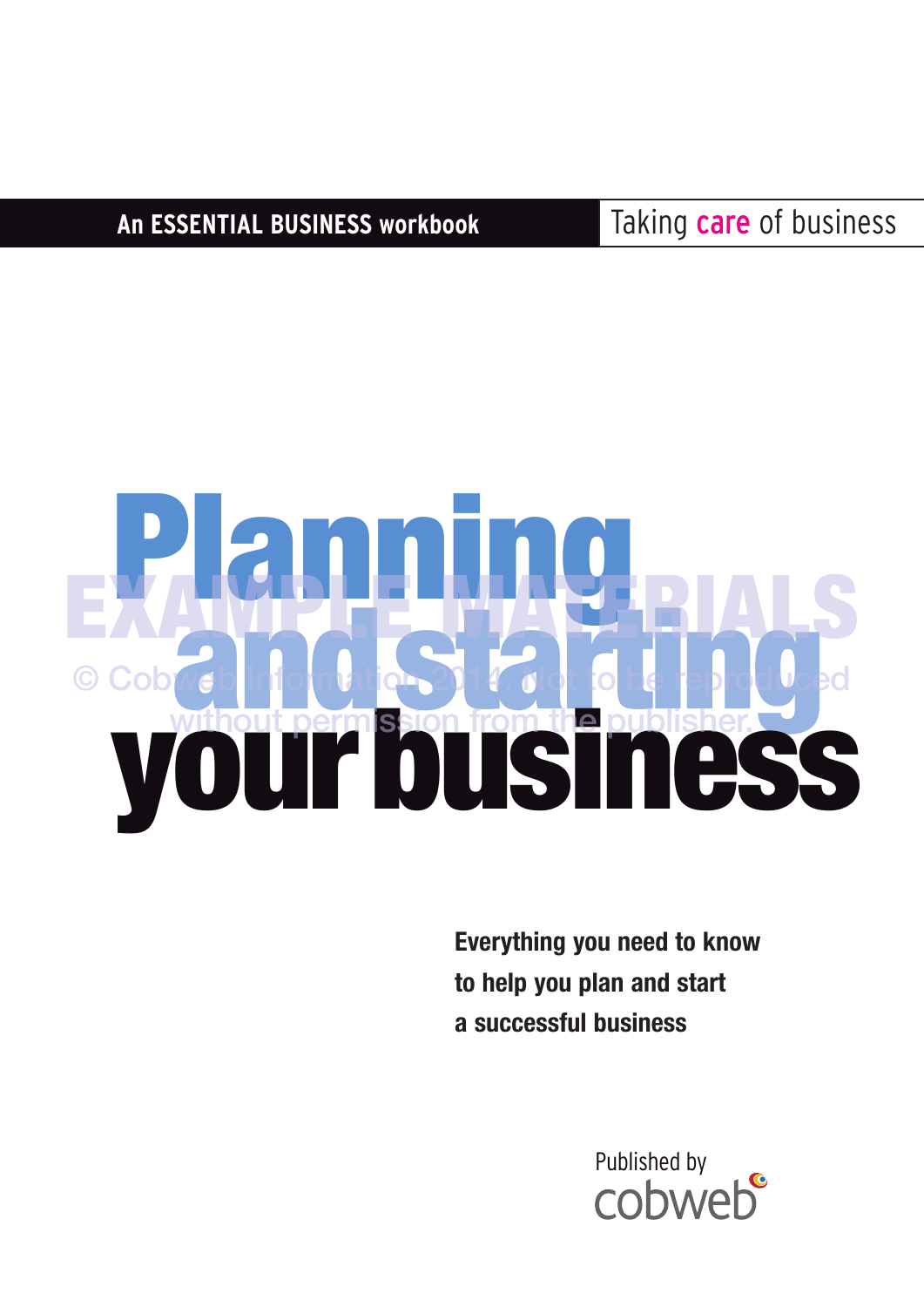**An ESSENTIAL BUSINESS workbook** | Taking care of business

# Planning and starting your business

EXAMPLE MATERIALS

© Cobweb Information 2014. Not to be reproduced without permission from the publisher.

**Everything you need to know to help you plan and start a successful business**

Published by cobweb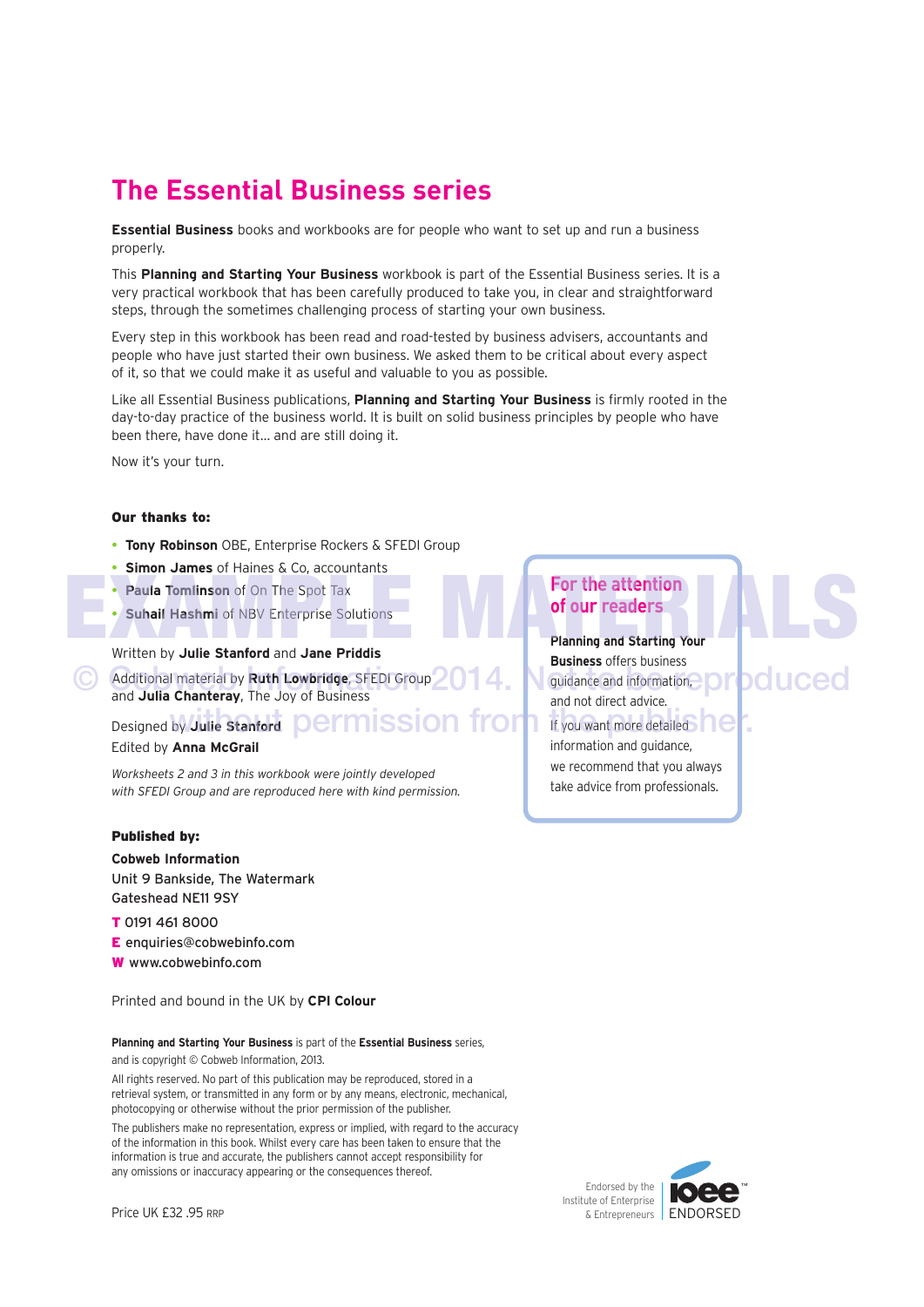# The Essential Business series

**Essential Business** books and workbooks are for people who want to set up and run a business properly.

This **Planning and Starting Your Business** workbook is part of the Essential Business series. It is a very practical workbook that has been carefully produced to take you, in clear and straightforward steps, through the sometimes challenging process of starting your own business.

Every step in this workbook has been read and road-tested by business advisers, accountants and people who have just started their own business. We asked them to be critical about every aspect of it, so that we could make it as useful and valuable to you as possible.

Like all Essential Business publications, **Planning and Starting Your Business** is firmly rooted in the day-to-day practice of the business world. It is built on solid business principles by people who have been there, have done it... and are still doing it.

Now it's your turn.

**Our thanks to:**

- **Tony Robinson** OBE, Enterprise Rockers & SFEDI Group
- **Simon James** of Haines & Co, accountants
- **Paula Tomlinson** of On The Spot Tax
- **Suhail Hashmi** of NBV Enterprise Solutions

Written by **Julie Stanford** and **Jane Priddis**

Additional material by **Ruth Lowbridge**, SFEDI Group and **Julia Chanteray**, The Joy of Business

Designed by **Julie Stanford**

Edited by **Anna McGrail**

*Worksheets 2 and 3 in this workbook were jointly developed with SFEDI Group and are reproduced here with kind permission.*

## For the attention of our readers

**Planning and Starting Your Business** offers business guidance and information, and not direct advice.

If you want more detailed information and guidance, we recommend that you always take advice from professionals.

**Published by:**

**Cobweb Information**
Unit 9 Bankside, The Watermark
Gateshead NE11 9SY

**T** 0191 461 8000
**E** enquiries@cobwebinfo.com
**W** www.cobwebinfo.com

Printed and bound in the UK by **CPI Colour**

**Planning and Starting Your Business** is part of the **Essential Business** series, and is copyright © Cobweb Information, 2013.

All rights reserved. No part of this publication may be reproduced, stored in a retrieval system, or transmitted in any form or by any means, electronic, mechanical, photocopying or otherwise without the prior permission of the publisher.

The publishers make no representation, express or implied, with regard to the accuracy of the information in this book. Whilst every care has been taken to ensure that the information is true and accurate, the publishers cannot accept responsibility for any omissions or inaccuracy appearing or the consequences thereof.

Price UK £32 .95 RRP

Endorsed by the Institute of Enterprise & Entrepreneurs — IOEE ENDORSED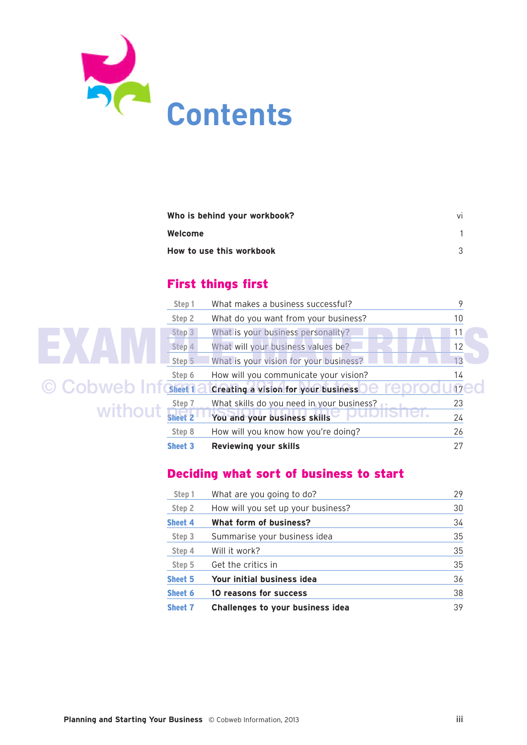# Contents

| | |
|---|---|
| **Who is behind your workbook?** | vi |
| **Welcome** | 1 |
| **How to use this workbook** | 3 |

## First things first

| | | |
|---|---|---|
| Step 1 | What makes a business successful? | 9 |
| Step 2 | What do you want from your business? | 10 |
| Step 3 | What is your business personality? | 11 |
| Step 4 | What will your business values be? | 12 |
| Step 5 | What is your vision for your business? | 13 |
| Step 6 | How will you communicate your vision? | 14 |
| **Sheet 1** | **Creating a vision for your business** | 17 |
| Step 7 | What skills do you need in your business? | 23 |
| **Sheet 2** | **You and your business skills** | 24 |
| Step 8 | How will you know how you're doing? | 26 |
| **Sheet 3** | **Reviewing your skills** | 27 |

## Deciding what sort of business to start

| | | |
|---|---|---|
| Step 1 | What are you going to do? | 29 |
| Step 2 | How will you set up your business? | 30 |
| **Sheet 4** | **What form of business?** | 34 |
| Step 3 | Summarise your business idea | 35 |
| Step 4 | Will it work? | 35 |
| Step 5 | Get the critics in | 35 |
| **Sheet 5** | **Your initial business idea** | 36 |
| **Sheet 6** | **10 reasons for success** | 38 |
| **Sheet 7** | **Challenges to your business idea** | 39 |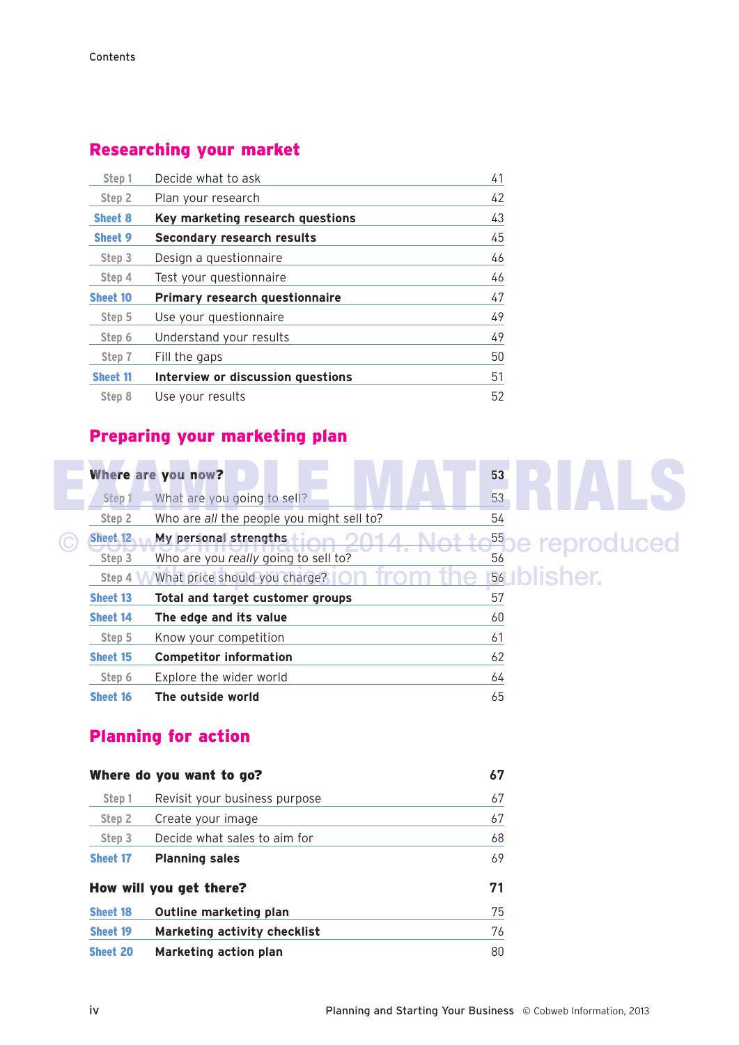Contents

## Researching your market

| | | |
|---|---|---|
| Step 1 | Decide what to ask | 41 |
| Step 2 | Plan your research | 42 |
| **Sheet 8** | **Key marketing research questions** | 43 |
| **Sheet 9** | **Secondary research results** | 45 |
| Step 3 | Design a questionnaire | 46 |
| Step 4 | Test your questionnaire | 46 |
| **Sheet 10** | **Primary research questionnaire** | 47 |
| Step 5 | Use your questionnaire | 49 |
| Step 6 | Understand your results | 49 |
| Step 7 | Fill the gaps | 50 |
| **Sheet 11** | **Interview or discussion questions** | 51 |
| Step 8 | Use your results | 52 |

## Preparing your marketing plan

| | | |
|---|---|---|
| **Where are you now?** | | **53** |
| Step 1 | What are you going to sell? | 53 |
| Step 2 | Who are *all* the people you might sell to? | 54 |
| **Sheet 12** | **My personal strengths** | 55 |
| Step 3 | Who are you *really* going to sell to? | 56 |
| Step 4 | What price should you charge? | 56 |
| **Sheet 13** | **Total and target customer groups** | 57 |
| **Sheet 14** | **The edge and its value** | 60 |
| Step 5 | Know your competition | 61 |
| **Sheet 15** | **Competitor information** | 62 |
| Step 6 | Explore the wider world | 64 |
| **Sheet 16** | **The outside world** | 65 |

## Planning for action

| | | |
|---|---|---|
| **Where do you want to go?** | | **67** |
| Step 1 | Revisit your business purpose | 67 |
| Step 2 | Create your image | 67 |
| Step 3 | Decide what sales to aim for | 68 |
| **Sheet 17** | **Planning sales** | 69 |
| **How will you get there?** | | **71** |
| **Sheet 18** | **Outline marketing plan** | 75 |
| **Sheet 19** | **Marketing activity checklist** | 76 |
| **Sheet 20** | **Marketing action plan** | 80 |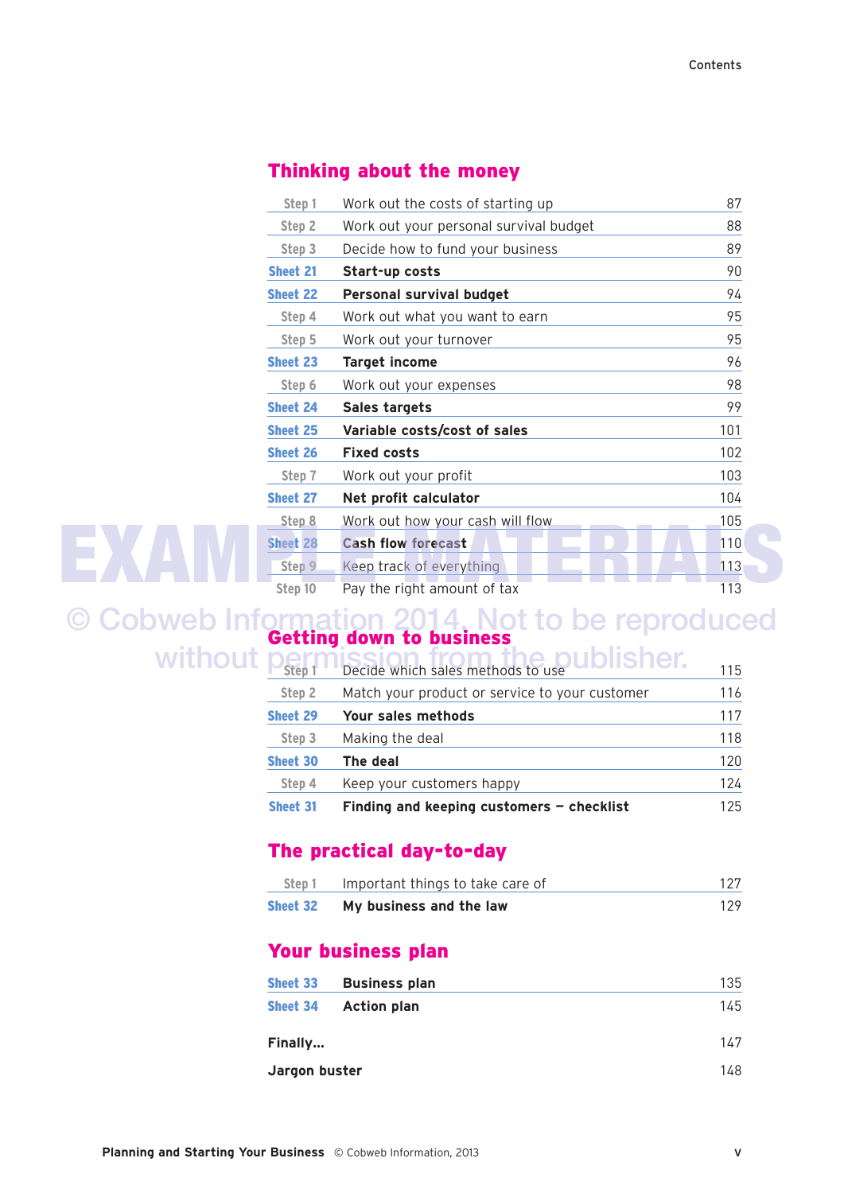## Thinking about the money

| | | |
|---|---|---|
| Step 1 | Work out the costs of starting up | 87 |
| Step 2 | Work out your personal survival budget | 88 |
| Step 3 | Decide how to fund your business | 89 |
| **Sheet 21** | **Start-up costs** | 90 |
| **Sheet 22** | **Personal survival budget** | 94 |
| Step 4 | Work out what you want to earn | 95 |
| Step 5 | Work out your turnover | 95 |
| **Sheet 23** | **Target income** | 96 |
| Step 6 | Work out your expenses | 98 |
| **Sheet 24** | **Sales targets** | 99 |
| **Sheet 25** | **Variable costs/cost of sales** | 101 |
| **Sheet 26** | **Fixed costs** | 102 |
| Step 7 | Work out your profit | 103 |
| **Sheet 27** | **Net profit calculator** | 104 |
| Step 8 | Work out how your cash will flow | 105 |
| **Sheet 28** | **Cash flow forecast** | 110 |
| Step 9 | Keep track of everything | 113 |
| Step 10 | Pay the right amount of tax | 113 |

EXAMPLE MATERIALS

© Cobweb Information 2014. Not to be reproduced without permission from the publisher.

## Getting down to business

| | | |
|---|---|---|
| Step 1 | Decide which sales methods to use | 115 |
| Step 2 | Match your product or service to your customer | 116 |
| **Sheet 29** | **Your sales methods** | 117 |
| Step 3 | Making the deal | 118 |
| **Sheet 30** | **The deal** | 120 |
| Step 4 | Keep your customers happy | 124 |
| **Sheet 31** | **Finding and keeping customers – checklist** | 125 |

## The practical day-to-day

| | | |
|---|---|---|
| Step 1 | Important things to take care of | 127 |
| **Sheet 32** | **My business and the law** | 129 |

## Your business plan

| | | |
|---|---|---|
| **Sheet 33** | **Business plan** | 135 |
| **Sheet 34** | **Action plan** | 145 |

**Finally...** 147

**Jargon buster** 148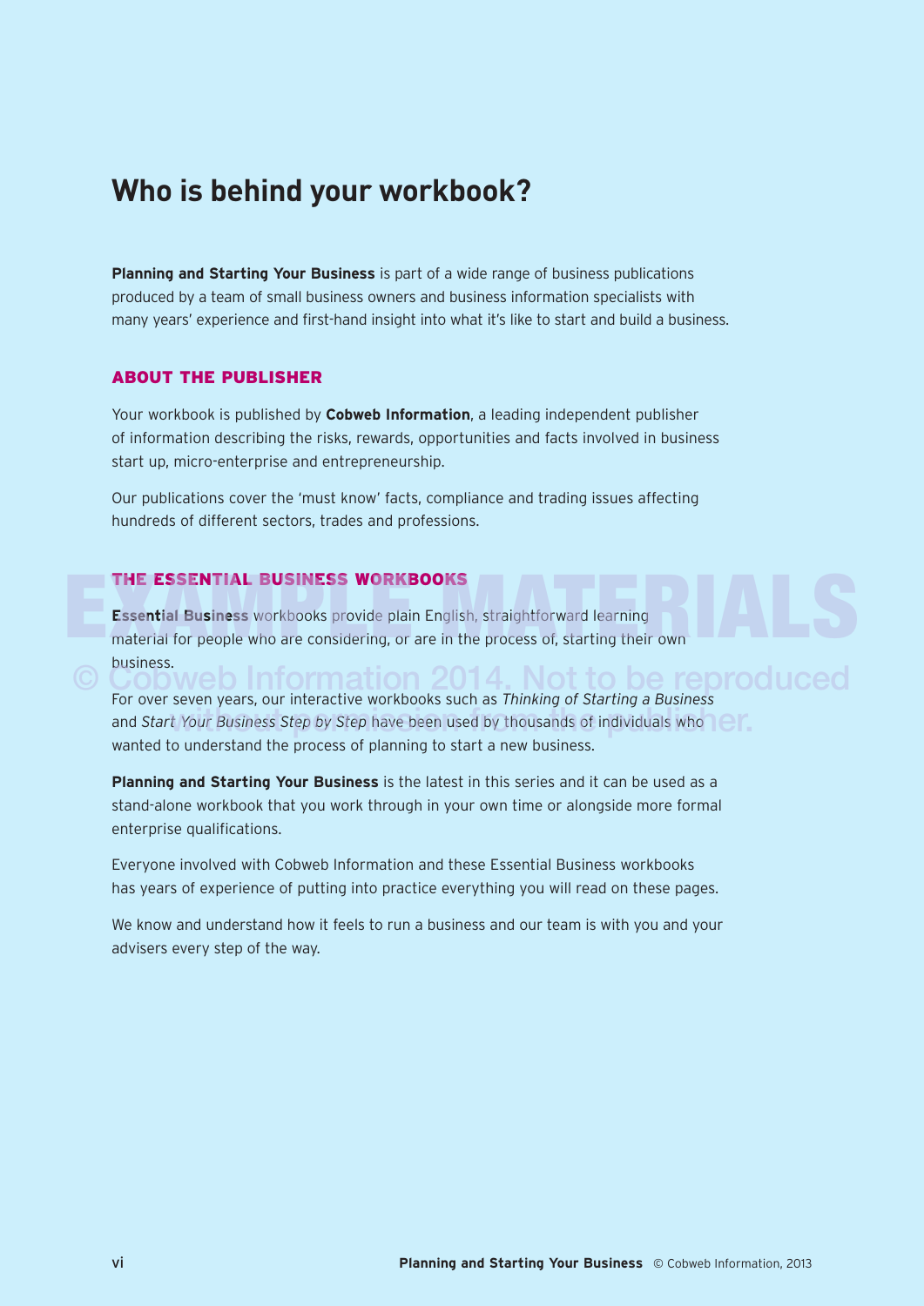# Who is behind your workbook?

**Planning and Starting Your Business** is part of a wide range of business publications produced by a team of small business owners and business information specialists with many years' experience and first-hand insight into what it's like to start and build a business.

## ABOUT THE PUBLISHER

Your workbook is published by **Cobweb Information**, a leading independent publisher of information describing the risks, rewards, opportunities and facts involved in business start up, micro-enterprise and entrepreneurship.

Our publications cover the 'must know' facts, compliance and trading issues affecting hundreds of different sectors, trades and professions.

## THE ESSENTIAL BUSINESS WORKBOOKS

**Essential Business** workbooks provide plain English, straightforward learning material for people who are considering, or are in the process of, starting their own business.

For over seven years, our interactive workbooks such as *Thinking of Starting a Business* and *Start Your Business Step by Step* have been used by thousands of individuals who wanted to understand the process of planning to start a new business.

**Planning and Starting Your Business** is the latest in this series and it can be used as a stand-alone workbook that you work through in your own time or alongside more formal enterprise qualifications.

Everyone involved with Cobweb Information and these Essential Business workbooks has years of experience of putting into practice everything you will read on these pages.

We know and understand how it feels to run a business and our team is with you and your advisers every step of the way.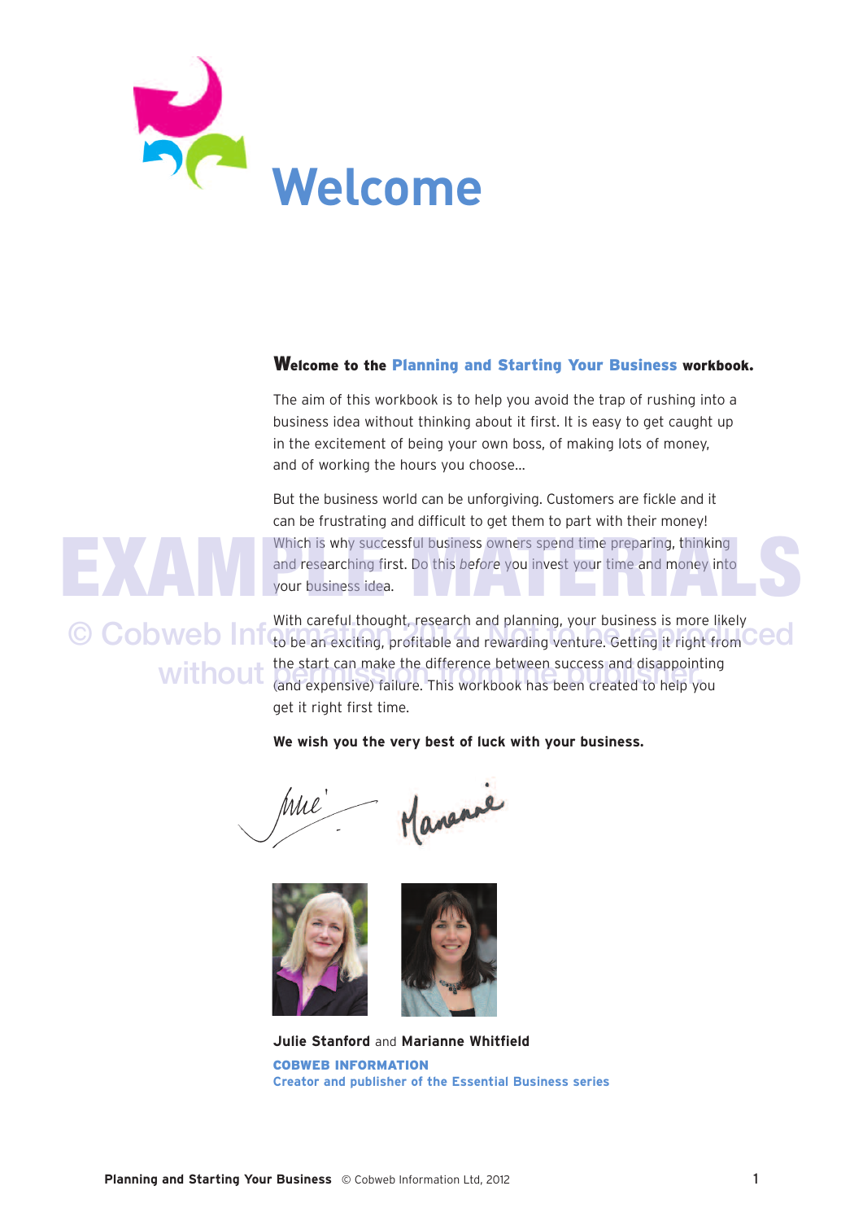# Welcome

**Welcome to the Planning and Starting Your Business workbook.**

The aim of this workbook is to help you avoid the trap of rushing into a business idea without thinking about it first. It is easy to get caught up in the excitement of being your own boss, of making lots of money, and of working the hours you choose...

But the business world can be unforgiving. Customers are fickle and it can be frustrating and difficult to get them to part with their money! Which is why successful business owners spend time preparing, thinking and researching first. Do this *before* you invest your time and money into your business idea.

With careful thought, research and planning, your business is more likely to be an exciting, profitable and rewarding venture. Getting it right from the start can make the difference between success and disappointing (and expensive) failure. This workbook has been created to help you get it right first time.

**We wish you the very best of luck with your business.**

**Julie Stanford** and **Marianne Whitfield**

**COBWEB INFORMATION**
**Creator and publisher of the Essential Business series**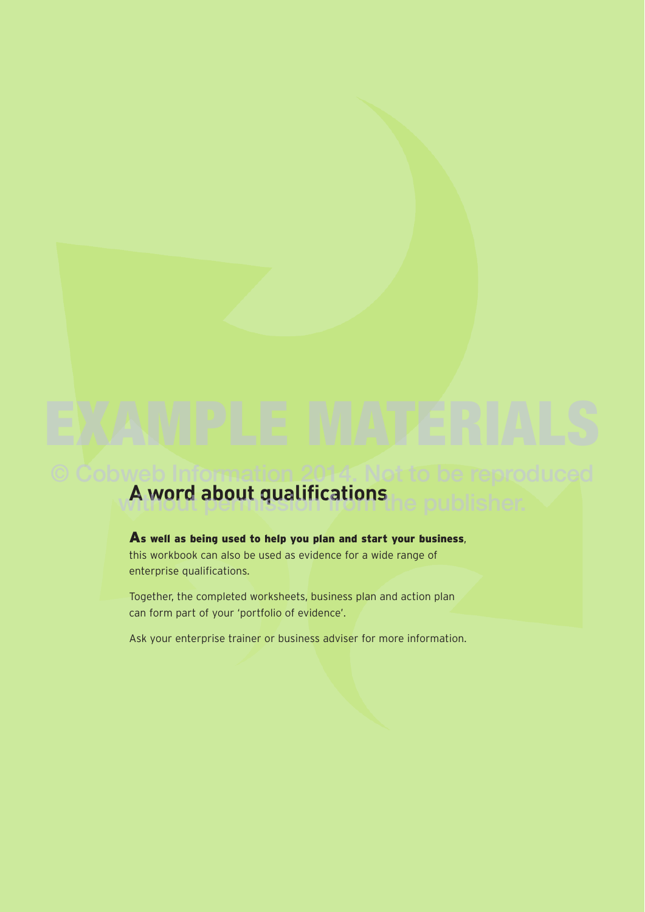## A word about qualifications

**As well as being used to help you plan and start your business**, this workbook can also be used as evidence for a wide range of enterprise qualifications.

Together, the completed worksheets, business plan and action plan can form part of your 'portfolio of evidence'.

Ask your enterprise trainer or business adviser for more information.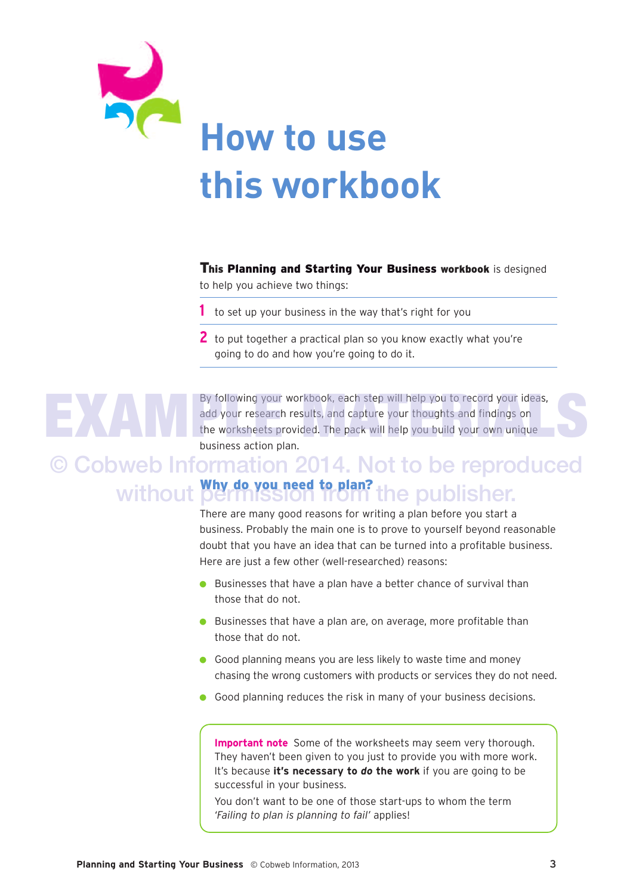# How to use this workbook

**This Planning and Starting Your Business workbook** is designed to help you achieve two things:

1. to set up your business in the way that's right for you
2. to put together a practical plan so you know exactly what you're going to do and how you're going to do it.

By following your workbook, each step will help you to record your ideas, add your research results, and capture your thoughts and findings on the worksheets provided. The pack will help you build your own unique business action plan.

EXAMPLE MATERIALS

© Cobweb Information 2014. Not to be reproduced without permission from the publisher.

## Why do you need to plan?

There are many good reasons for writing a plan before you start a business. Probably the main one is to prove to yourself beyond reasonable doubt that you have an idea that can be turned into a profitable business. Here are just a few other (well-researched) reasons:

- Businesses that have a plan have a better chance of survival than those that do not.
- Businesses that have a plan are, on average, more profitable than those that do not.
- Good planning means you are less likely to waste time and money chasing the wrong customers with products or services they do not need.
- Good planning reduces the risk in many of your business decisions.

**Important note** Some of the worksheets may seem very thorough. They haven't been given to you just to provide you with more work. It's because **it's necessary to *do* the work** if you are going to be successful in your business.

You don't want to be one of those start-ups to whom the term *'Failing to plan is planning to fail'* applies!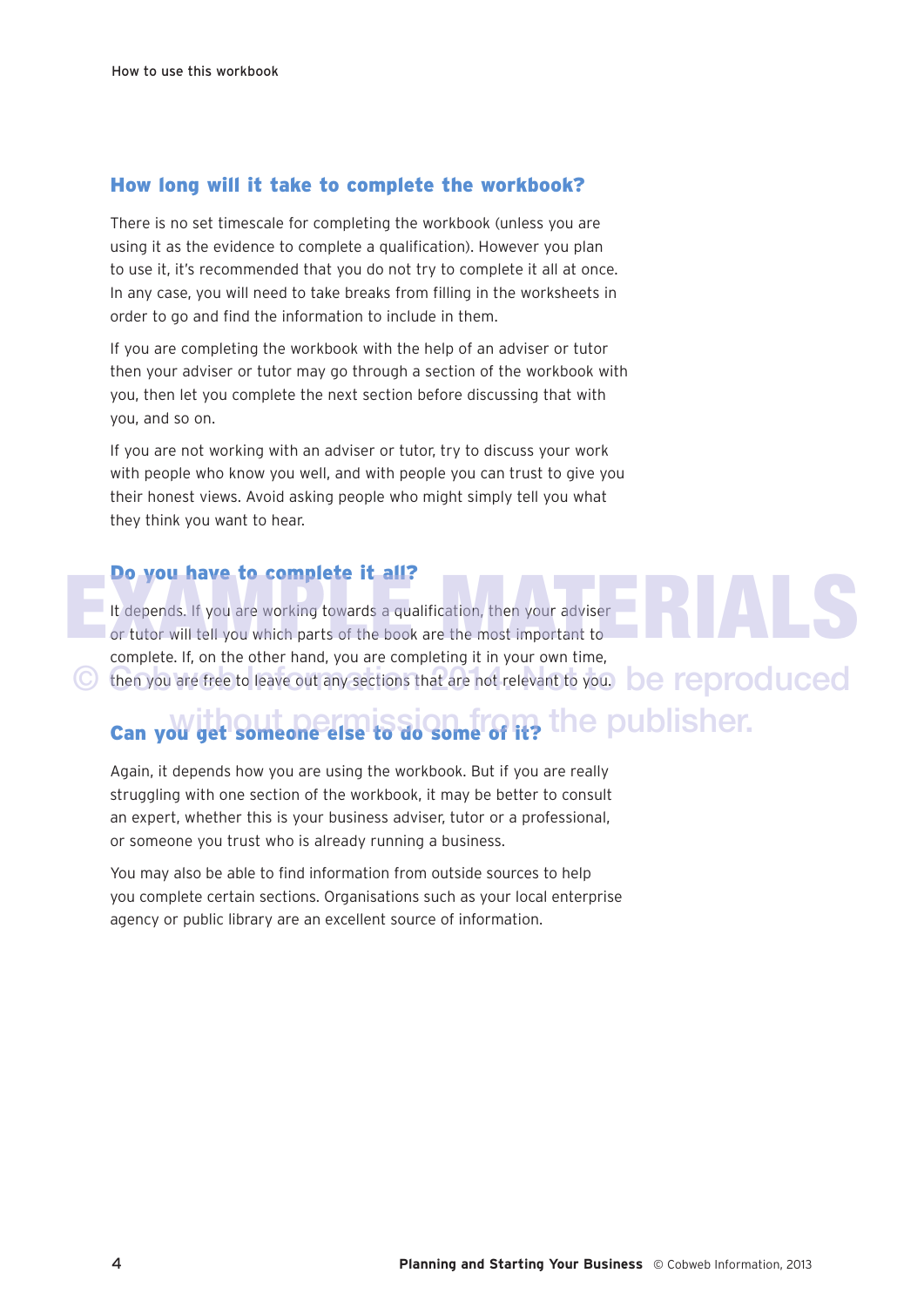## How long will it take to complete the workbook?

There is no set timescale for completing the workbook (unless you are using it as the evidence to complete a qualification). However you plan to use it, it's recommended that you do not try to complete it all at once. In any case, you will need to take breaks from filling in the worksheets in order to go and find the information to include in them.

If you are completing the workbook with the help of an adviser or tutor then your adviser or tutor may go through a section of the workbook with you, then let you complete the next section before discussing that with you, and so on.

If you are not working with an adviser or tutor, try to discuss your work with people who know you well, and with people you can trust to give you their honest views. Avoid asking people who might simply tell you what they think you want to hear.

## Do you have to complete it all?

It depends. If you are working towards a qualification, then your adviser or tutor will tell you which parts of the book are the most important to complete. If, on the other hand, you are completing it in your own time, then you are free to leave out any sections that are not relevant to you.

## Can you get someone else to do some of it?

Again, it depends how you are using the workbook. But if you are really struggling with one section of the workbook, it may be better to consult an expert, whether this is your business adviser, tutor or a professional, or someone you trust who is already running a business.

You may also be able to find information from outside sources to help you complete certain sections. Organisations such as your local enterprise agency or public library are an excellent source of information.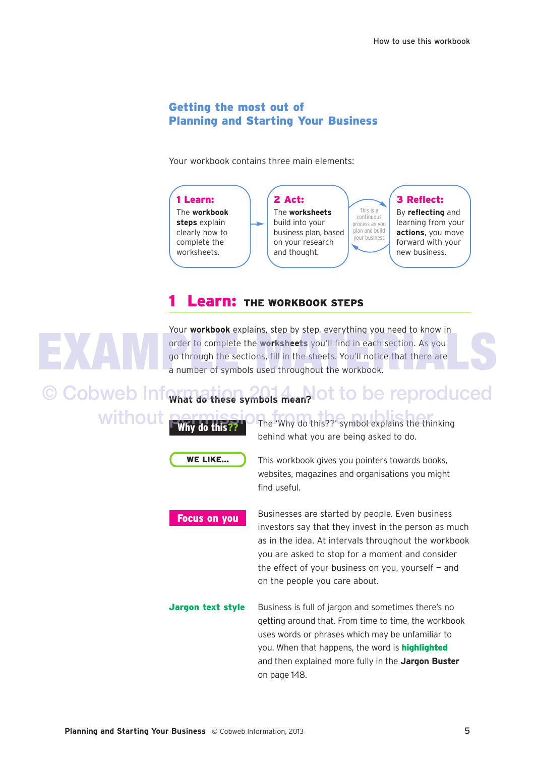## Getting the most out of Planning and Starting Your Business

Your workbook contains three main elements:

**1 Learn:** The **workbook steps** explain clearly how to complete the worksheets.

**2 Act:** The **worksheets** build into your business plan, based on your research and thought.

This is a continuous process as you plan and build your business

**3 Reflect:** By **reflecting** and learning from your **actions**, you move forward with your new business.

## 1 Learn: THE WORKBOOK STEPS

Your **workbook** explains, step by step, everything you need to know in order to complete the **worksheets** you'll find in each section. As you go through the sections, fill in the sheets. You'll notice that there are a number of symbols used throughout the workbook.

EXAMPLE MATERIALS

© Cobweb Information 2014. Not to be reproduced without permission from the publisher

### What do these symbols mean?

**Why do this??** — The 'Why do this??' symbol explains the thinking behind what you are being asked to do.

**WE LIKE...** — This workbook gives you pointers towards books, websites, magazines and organisations you might find useful.

**Focus on you** — Businesses are started by people. Even business investors say that they invest in the person as much as in the idea. At intervals throughout the workbook you are asked to stop for a moment and consider the effect of your business on you, yourself – and on the people you care about.

**Jargon text style** — Business is full of jargon and sometimes there's no getting around that. From time to time, the workbook uses words or phrases which may be unfamiliar to you. When that happens, the word is **highlighted** and then explained more fully in the **Jargon Buster** on page 148.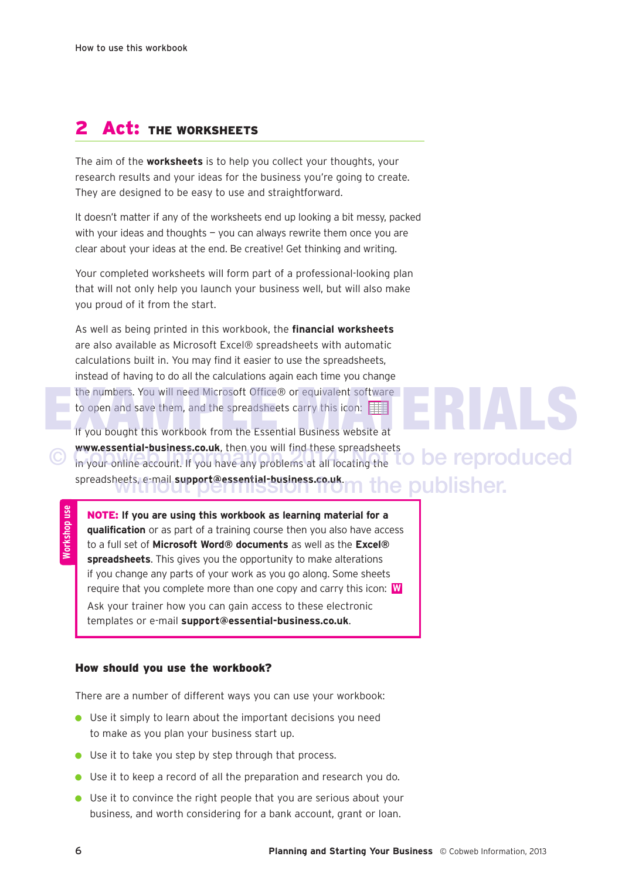## 2 Act: THE WORKSHEETS

The aim of the **worksheets** is to help you collect your thoughts, your research results and your ideas for the business you're going to create. They are designed to be easy to use and straightforward.

It doesn't matter if any of the worksheets end up looking a bit messy, packed with your ideas and thoughts – you can always rewrite them once you are clear about your ideas at the end. Be creative! Get thinking and writing.

Your completed worksheets will form part of a professional-looking plan that will not only help you launch your business well, but will also make you proud of it from the start.

As well as being printed in this workbook, the **financial worksheets** are also available as Microsoft Excel® spreadsheets with automatic calculations built in. You may find it easier to use the spreadsheets, instead of having to do all the calculations again each time you change the numbers. You will need Microsoft Office® or equivalent software to open and save them, and the spreadsheets carry this icon:

If you bought this workbook from the Essential Business website at **www.essential-business.co.uk**, then you will find these spreadsheets in your online account. If you have any problems at all locating the spreadsheets, e-mail **support@essential-business.co.uk**.

EXAMPLE MATERIALS © Cobweb Information 2014. Not to be reproduced without permission from the publisher.

> **Workshop use**
>
> **NOTE: If you are using this workbook as learning material for a qualification** or as part of a training course then you also have access to a full set of **Microsoft Word® documents** as well as the **Excel® spreadsheets**. This gives you the opportunity to make alterations if you change any parts of your work as you go along. Some sheets require that you complete more than one copy and carry this icon: W
>
> Ask your trainer how you can gain access to these electronic templates or e-mail **support@essential-business.co.uk**.

### How should you use the workbook?

There are a number of different ways you can use your workbook:

- Use it simply to learn about the important decisions you need to make as you plan your business start up.
- Use it to take you step by step through that process.
- Use it to keep a record of all the preparation and research you do.
- Use it to convince the right people that you are serious about your business, and worth considering for a bank account, grant or loan.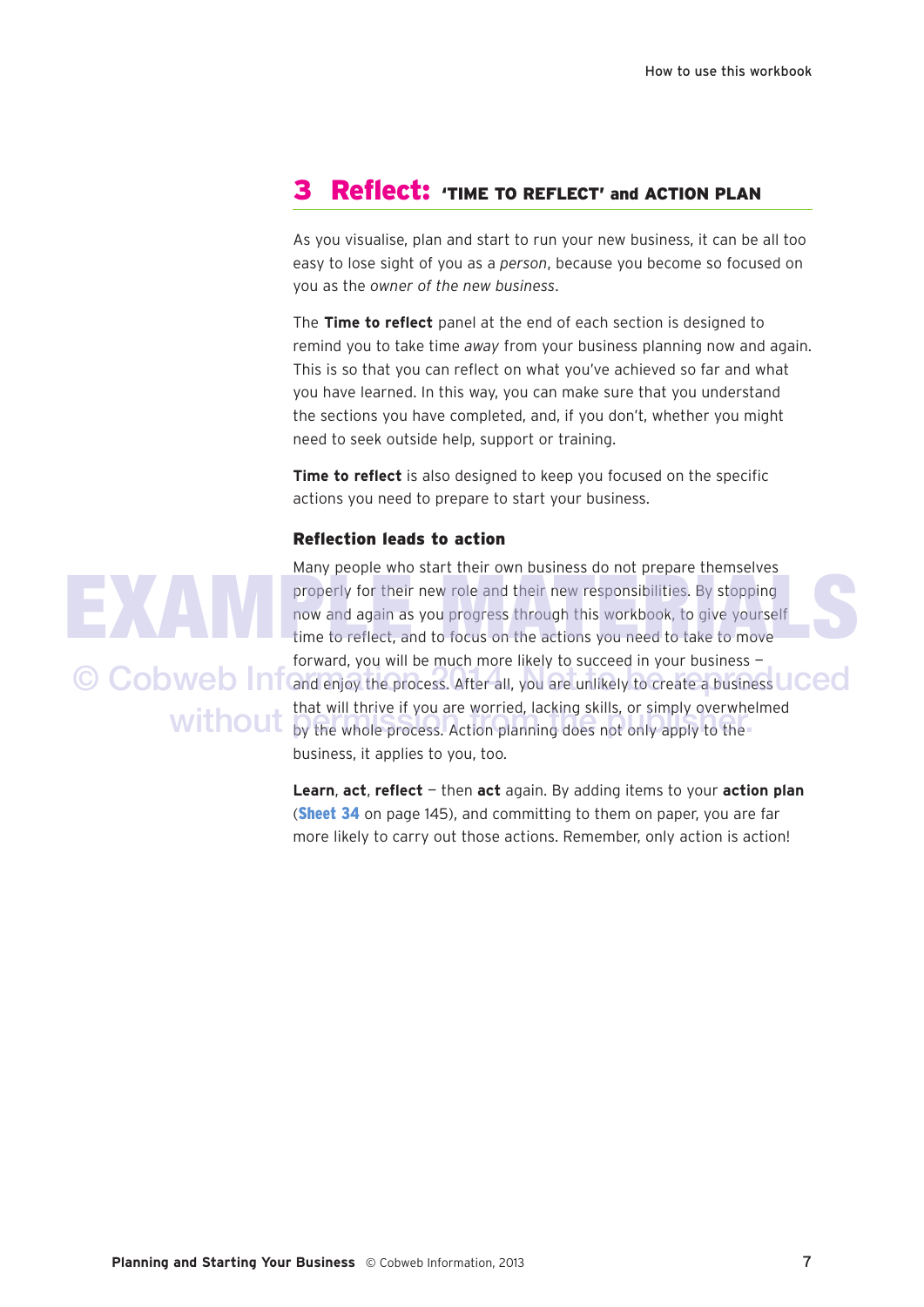## 3 Reflect: 'TIME TO REFLECT' and ACTION PLAN

As you visualise, plan and start to run your new business, it can be all too easy to lose sight of you as a *person*, because you become so focused on you as the *owner of the new business*.

The **Time to reflect** panel at the end of each section is designed to remind you to take time *away* from your business planning now and again. This is so that you can reflect on what you've achieved so far and what you have learned. In this way, you can make sure that you understand the sections you have completed, and, if you don't, whether you might need to seek outside help, support or training.

**Time to reflect** is also designed to keep you focused on the specific actions you need to prepare to start your business.

### Reflection leads to action

Many people who start their own business do not prepare themselves properly for their new role and their new responsibilities. By stopping now and again as you progress through this workbook, to give yourself time to reflect, and to focus on the actions you need to take to move forward, you will be much more likely to succeed in your business – and enjoy the process. After all, you are unlikely to create a business that will thrive if you are worried, lacking skills, or simply overwhelmed by the whole process. Action planning does not only apply to the business, it applies to you, too.

**Learn**, **act**, **reflect** – then **act** again. By adding items to your **action plan** (**Sheet 34** on page 145), and committing to them on paper, you are far more likely to carry out those actions. Remember, only action is action!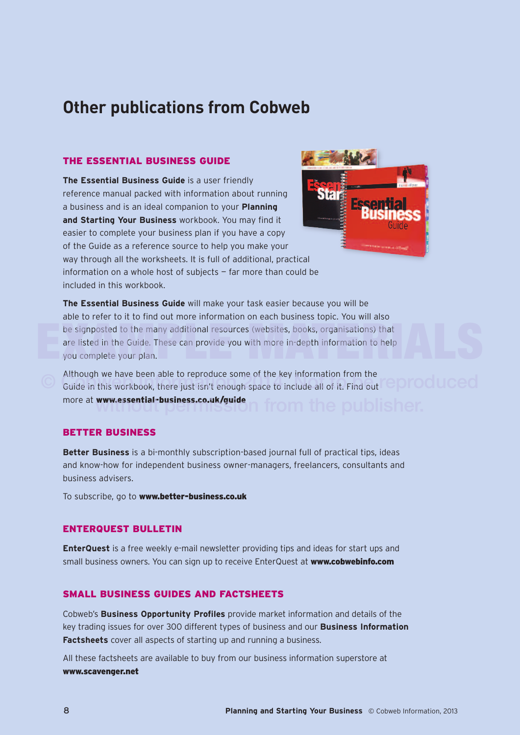# Other publications from Cobweb

## THE ESSENTIAL BUSINESS GUIDE

**The Essential Business Guide** is a user friendly reference manual packed with information about running a business and is an ideal companion to your **Planning and Starting Your Business** workbook. You may find it easier to complete your business plan if you have a copy of the Guide as a reference source to help you make your way through all the worksheets. It is full of additional, practical information on a whole host of subjects – far more than could be included in this workbook.

**The Essential Business Guide** will make your task easier because you will be able to refer to it to find out more information on each business topic. You will also be signposted to the many additional resources (websites, books, organisations) that are listed in the Guide. These can provide you with more in-depth information to help you complete your plan.

Although we have been able to reproduce some of the key information from the Guide in this workbook, there just isn't enough space to include all of it. Find out more at **www.essential-business.co.uk/guide**

## BETTER BUSINESS

**Better Business** is a bi-monthly subscription-based journal full of practical tips, ideas and know-how for independent business owner-managers, freelancers, consultants and business advisers.

To subscribe, go to **www.better-business.co.uk**

## ENTERQUEST BULLETIN

**EnterQuest** is a free weekly e-mail newsletter providing tips and ideas for start ups and small business owners. You can sign up to receive EnterQuest at **www.cobwebinfo.com**

## SMALL BUSINESS GUIDES AND FACTSHEETS

Cobweb's **Business Opportunity Profiles** provide market information and details of the key trading issues for over 300 different types of business and our **Business Information Factsheets** cover all aspects of starting up and running a business.

All these factsheets are available to buy from our business information superstore at **www.scavenger.net**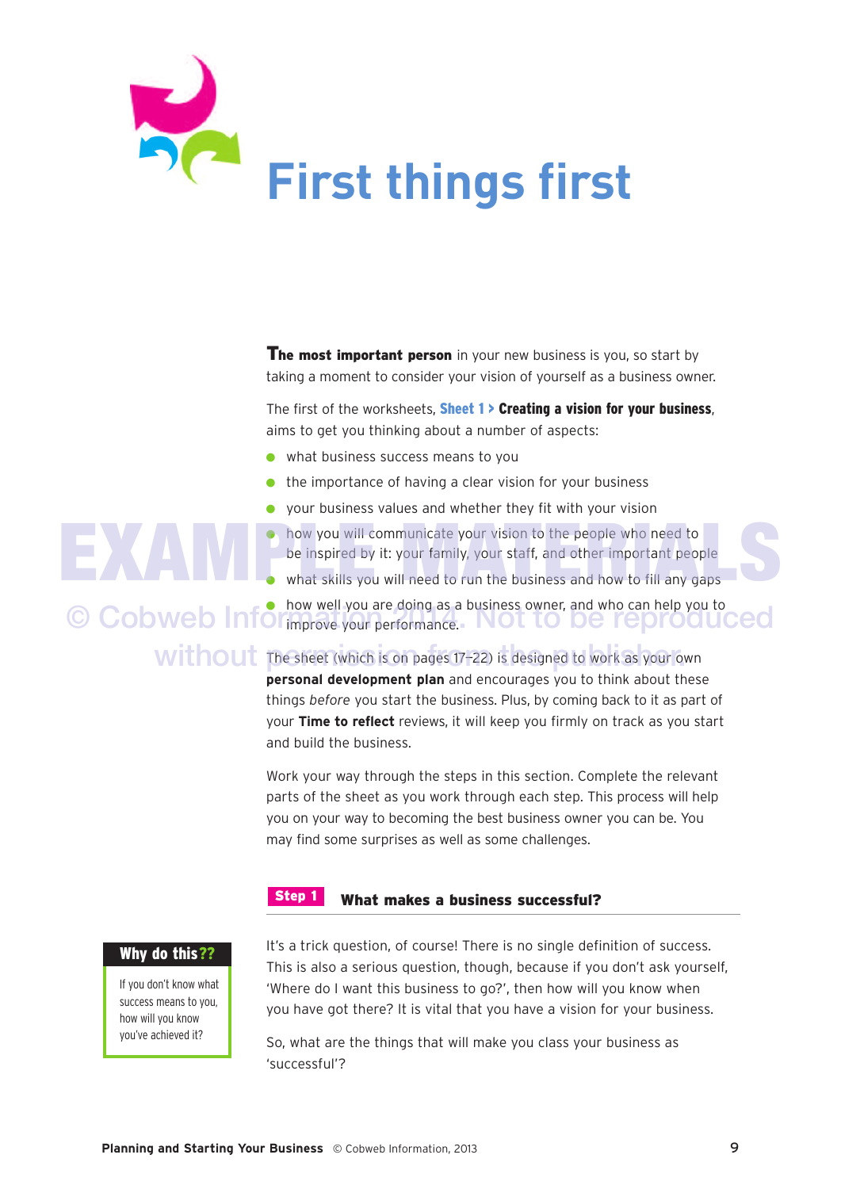# First things first

**The most important person** in your new business is you, so start by taking a moment to consider your vision of yourself as a business owner.

The first of the worksheets, **Sheet 1 > Creating a vision for your business**, aims to get you thinking about a number of aspects:

- what business success means to you
- the importance of having a clear vision for your business
- your business values and whether they fit with your vision
- how you will communicate your vision to the people who need to be inspired by it: your family, your staff, and other important people
- what skills you will need to run the business and how to fill any gaps
- how well you are doing as a business owner, and who can help you to improve your performance.

EXAMPLE MATERIALS
© Cobweb Information 2014. Not to be reproduced without permission from the publisher

The sheet (which is on pages 17–22) is designed to work as your own **personal development plan** and encourages you to think about these things *before* you start the business. Plus, by coming back to it as part of your **Time to reflect** reviews, it will keep you firmly on track as you start and build the business.

Work your way through the steps in this section. Complete the relevant parts of the sheet as you work through each step. This process will help you on your way to becoming the best business owner you can be. You may find some surprises as well as some challenges.

## Step 1 What makes a business successful?

**Why do this??**

If you don't know what success means to you, how will you know you've achieved it?

It's a trick question, of course! There is no single definition of success. This is also a serious question, though, because if you don't ask yourself, 'Where do I want this business to go?', then how will you know when you have got there? It is vital that you have a vision for your business.

So, what are the things that will make you class your business as 'successful'?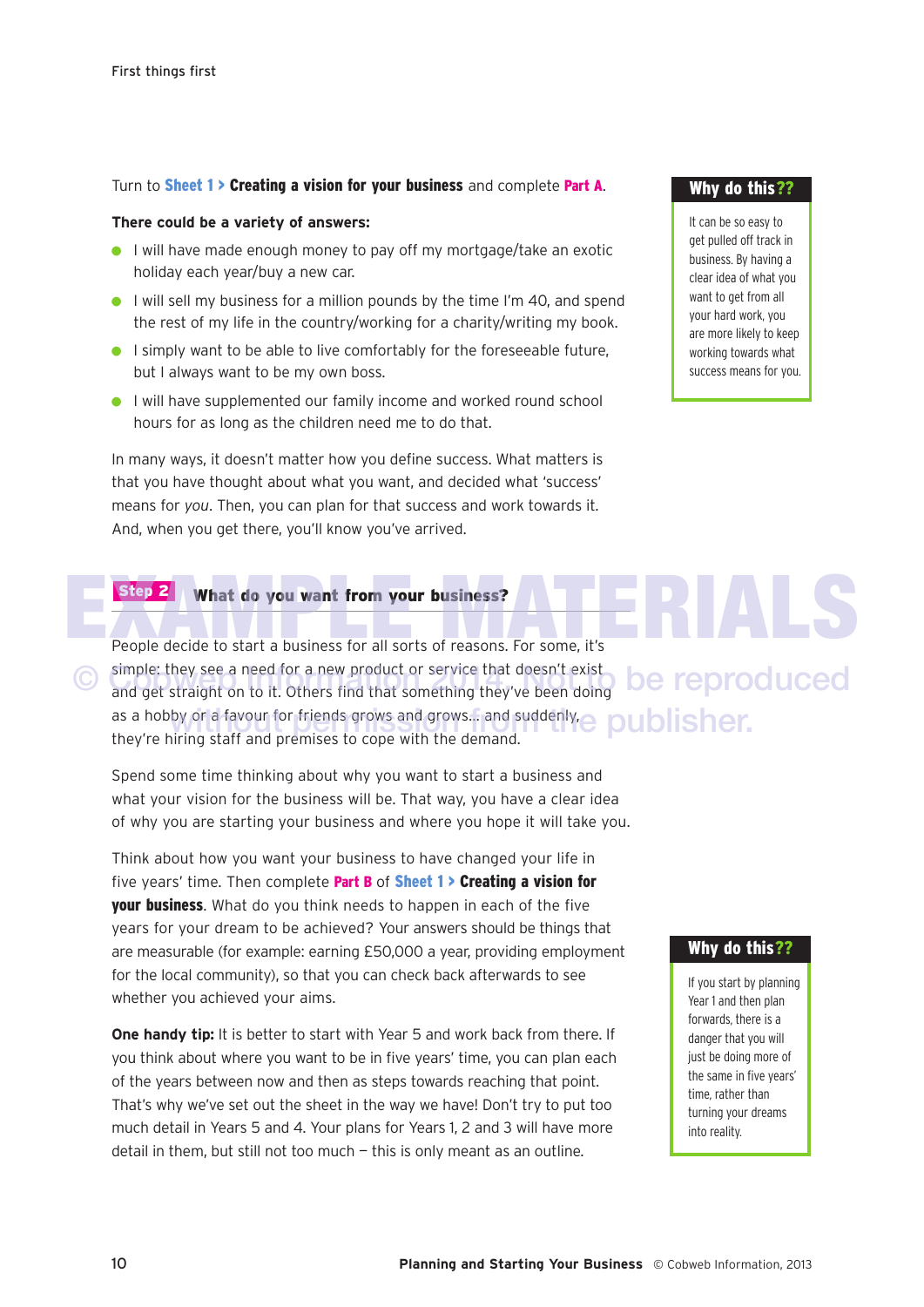Turn to **Sheet 1 > Creating a vision for your business** and complete **Part A**.

**There could be a variety of answers:**

- I will have made enough money to pay off my mortgage/take an exotic holiday each year/buy a new car.
- I will sell my business for a million pounds by the time I'm 40, and spend the rest of my life in the country/working for a charity/writing my book.
- I simply want to be able to live comfortably for the foreseeable future, but I always want to be my own boss.
- I will have supplemented our family income and worked round school hours for as long as the children need me to do that.

In many ways, it doesn't matter how you define success. What matters is that you have thought about what you want, and decided what 'success' means for *you*. Then, you can plan for that success and work towards it. And, when you get there, you'll know you've arrived.

> **Why do this??**
>
> It can be so easy to get pulled off track in business. By having a clear idea of what you want to get from all your hard work, you are more likely to keep working towards what success means for you.

## Step 2 What do you want from your business?

People decide to start a business for all sorts of reasons. For some, it's simple: they see a need for a new product or service that doesn't exist and get straight on to it. Others find that something they've been doing as a hobby or a favour for friends grows and grows... and suddenly, they're hiring staff and premises to cope with the demand.

Spend some time thinking about why you want to start a business and what your vision for the business will be. That way, you have a clear idea of why you are starting your business and where you hope it will take you.

Think about how you want your business to have changed your life in five years' time. Then complete **Part B** of **Sheet 1 > Creating a vision for your business**. What do you think needs to happen in each of the five years for your dream to be achieved? Your answers should be things that are measurable (for example: earning £50,000 a year, providing employment for the local community), so that you can check back afterwards to see whether you achieved your aims.

**One handy tip:** It is better to start with Year 5 and work back from there. If you think about where you want to be in five years' time, you can plan each of the years between now and then as steps towards reaching that point. That's why we've set out the sheet in the way we have! Don't try to put too much detail in Years 5 and 4. Your plans for Years 1, 2 and 3 will have more detail in them, but still not too much – this is only meant as an outline.

> **Why do this??**
>
> If you start by planning Year 1 and then plan forwards, there is a danger that you will just be doing more of the same in five years' time, rather than turning your dreams into reality.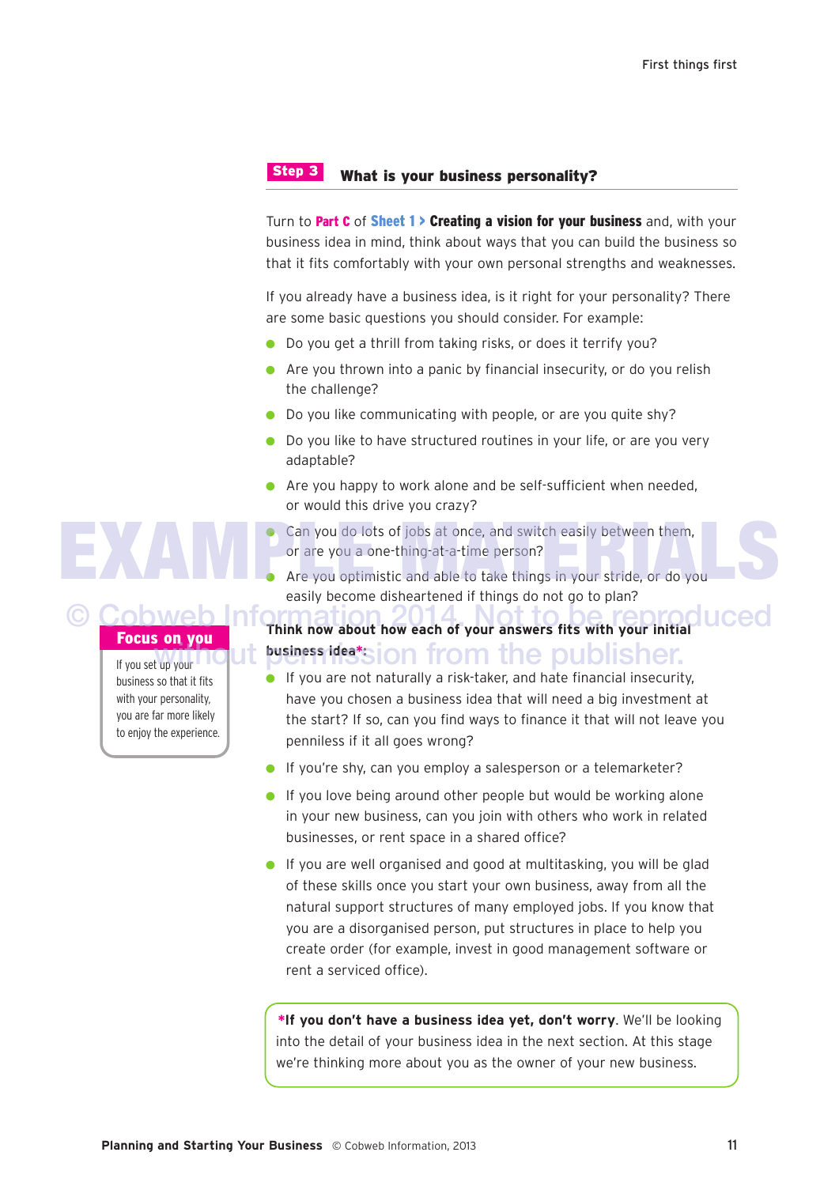## Step 3 What is your business personality?

Turn to **Part C** of **Sheet 1 > Creating a vision for your business** and, with your business idea in mind, think about ways that you can build the business so that it fits comfortably with your own personal strengths and weaknesses.

If you already have a business idea, is it right for your personality? There are some basic questions you should consider. For example:

- Do you get a thrill from taking risks, or does it terrify you?
- Are you thrown into a panic by financial insecurity, or do you relish the challenge?
- Do you like communicating with people, or are you quite shy?
- Do you like to have structured routines in your life, or are you very adaptable?
- Are you happy to work alone and be self-sufficient when needed, or would this drive you crazy?
- Can you do lots of jobs at once, and switch easily between them, or are you a one-thing-at-a-time person?
- Are you optimistic and able to take things in your stride, or do you easily become disheartened if things do not go to plan?

> **Focus on you**
>
> If you set up your business so that it fits with your personality, you are far more likely to enjoy the experience.

**Think now about how each of your answers fits with your initial business idea*:**

- If you are not naturally a risk-taker, and hate financial insecurity, have you chosen a business idea that will need a big investment at the start? If so, can you find ways to finance it that will not leave you penniless if it all goes wrong?
- If you're shy, can you employ a salesperson or a telemarketer?
- If you love being around other people but would be working alone in your new business, can you join with others who work in related businesses, or rent space in a shared office?
- If you are well organised and good at multitasking, you will be glad of these skills once you start your own business, away from all the natural support structures of many employed jobs. If you know that you are a disorganised person, put structures in place to help you create order (for example, invest in good management software or rent a serviced office).

> ***If you don't have a business idea yet, don't worry**. We'll be looking into the detail of your business idea in the next section. At this stage we're thinking more about you as the owner of your new business.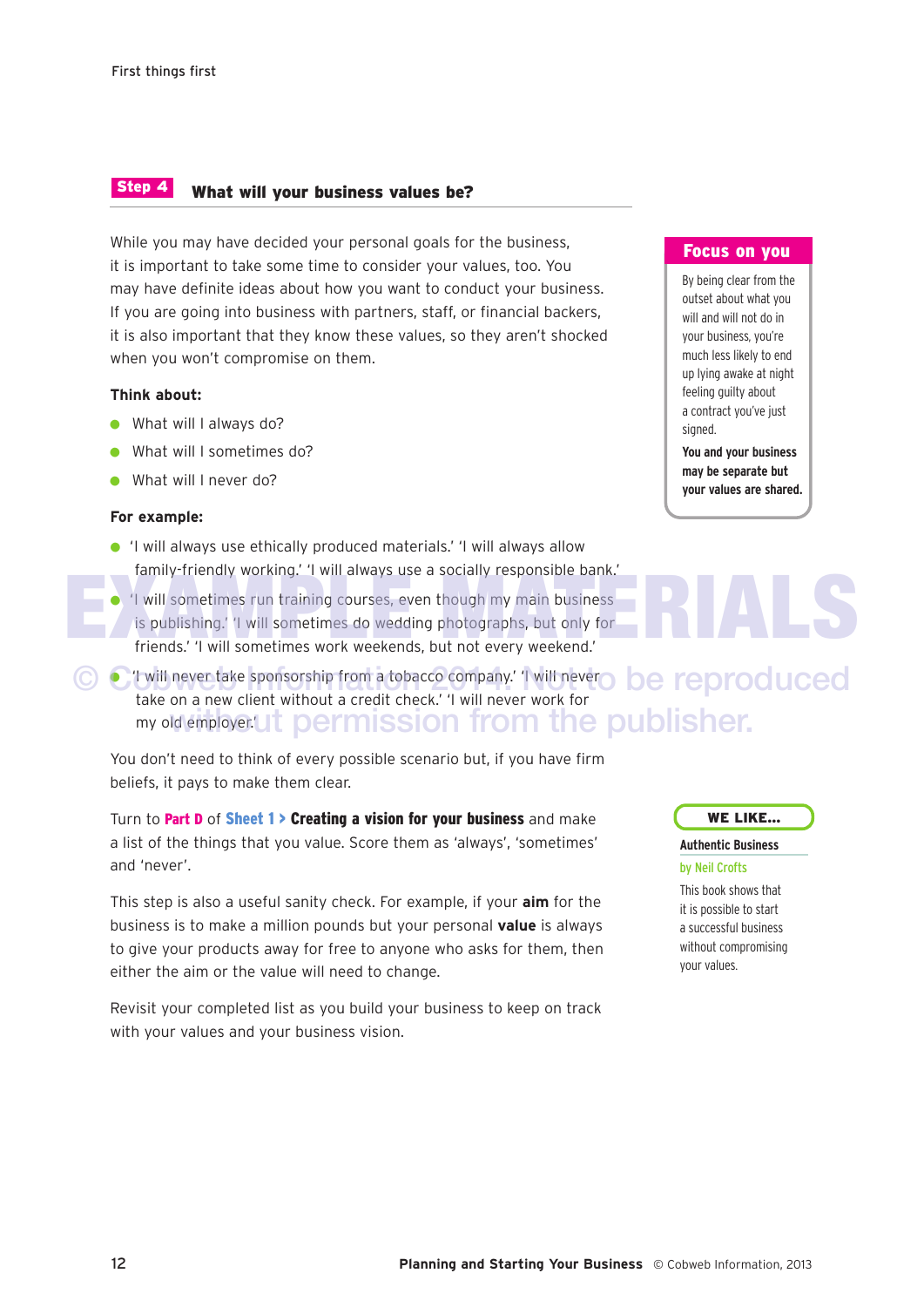## Step 4 What will your business values be?

While you may have decided your personal goals for the business, it is important to take some time to consider your values, too. You may have definite ideas about how you want to conduct your business. If you are going into business with partners, staff, or financial backers, it is also important that they know these values, so they aren't shocked when you won't compromise on them.

**Think about:**

- What will I always do?
- What will I sometimes do?
- What will I never do?

**For example:**

- 'I will always use ethically produced materials.' 'I will always allow family-friendly working.' 'I will always use a socially responsible bank.'
- 'I will sometimes run training courses, even though my main business is publishing.' 'I will sometimes do wedding photographs, but only for friends.' 'I will sometimes work weekends, but not every weekend.'
- 'I will never take sponsorship from a tobacco company.' 'I will never take on a new client without a credit check.' 'I will never work for my old employer.'

You don't need to think of every possible scenario but, if you have firm beliefs, it pays to make them clear.

Turn to **Part D** of **Sheet 1 > Creating a vision for your business** and make a list of the things that you value. Score them as 'always', 'sometimes' and 'never'.

This step is also a useful sanity check. For example, if your **aim** for the business is to make a million pounds but your personal **value** is always to give your products away for free to anyone who asks for them, then either the aim or the value will need to change.

Revisit your completed list as you build your business to keep on track with your values and your business vision.

### Focus on you

By being clear from the outset about what you will and will not do in your business, you're much less likely to end up lying awake at night feeling guilty about a contract you've just signed.

**You and your business may be separate but your values are shared.**

### WE LIKE...

**Authentic Business**

by Neil Crofts

This book shows that it is possible to start a successful business without compromising your values.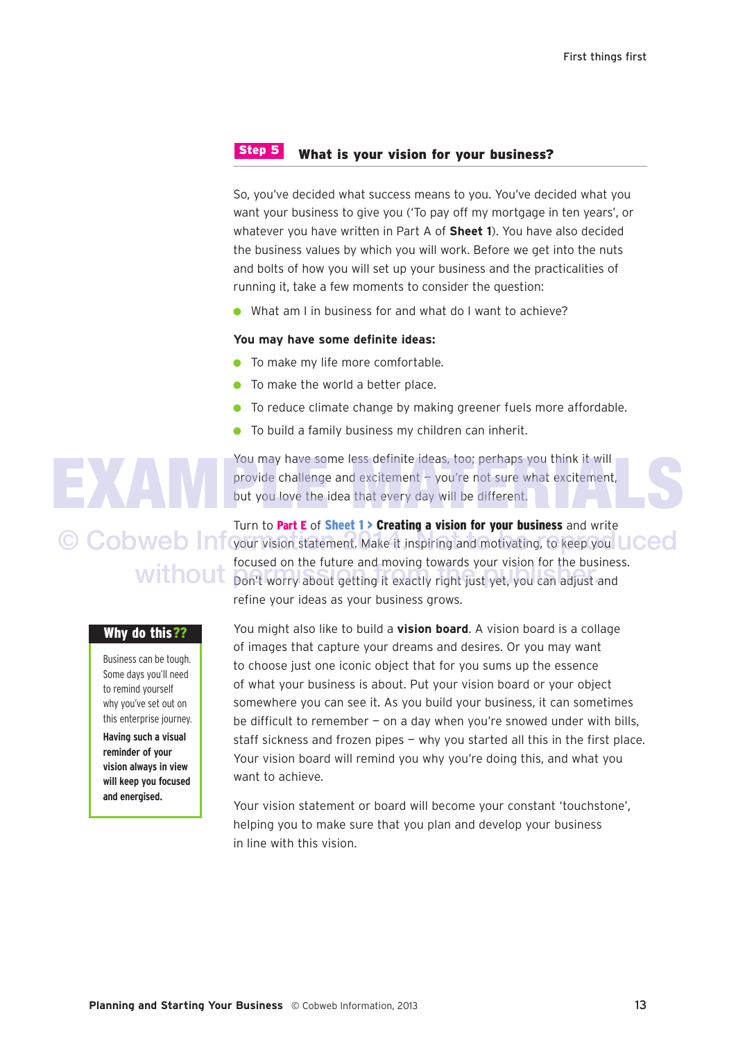## Step 5 What is your vision for your business?

So, you've decided what success means to you. You've decided what you want your business to give you ('To pay off my mortgage in ten years', or whatever you have written in Part A of **Sheet 1**). You have also decided the business values by which you will work. Before we get into the nuts and bolts of how you will set up your business and the practicalities of running it, take a few moments to consider the question:

- What am I in business for and what do I want to achieve?

**You may have some definite ideas:**

- To make my life more comfortable.
- To make the world a better place.
- To reduce climate change by making greener fuels more affordable.
- To build a family business my children can inherit.

You may have some less definite ideas, too; perhaps you think it will provide challenge and excitement – you're not sure what excitement, but you love the idea that every day will be different.

Turn to **Part E** of **Sheet 1 > Creating a vision for your business** and write your vision statement. Make it inspiring and motivating, to keep you focused on the future and moving towards your vision for the business. Don't worry about getting it exactly right just yet, you can adjust and refine your ideas as your business grows.

You might also like to build a **vision board**. A vision board is a collage of images that capture your dreams and desires. Or you may want to choose just one iconic object that for you sums up the essence of what your business is about. Put your vision board or your object somewhere you can see it. As you build your business, it can sometimes be difficult to remember – on a day when you're snowed under with bills, staff sickness and frozen pipes – why you started all this in the first place. Your vision board will remind you why you're doing this, and what you want to achieve.

Your vision statement or board will become your constant 'touchstone', helping you to make sure that you plan and develop your business in line with this vision.

> **Why do this??**
>
> Business can be tough. Some days you'll need to remind yourself why you've set out on this enterprise journey.
>
> **Having such a visual reminder of your vision always in view will keep you focused and energised.**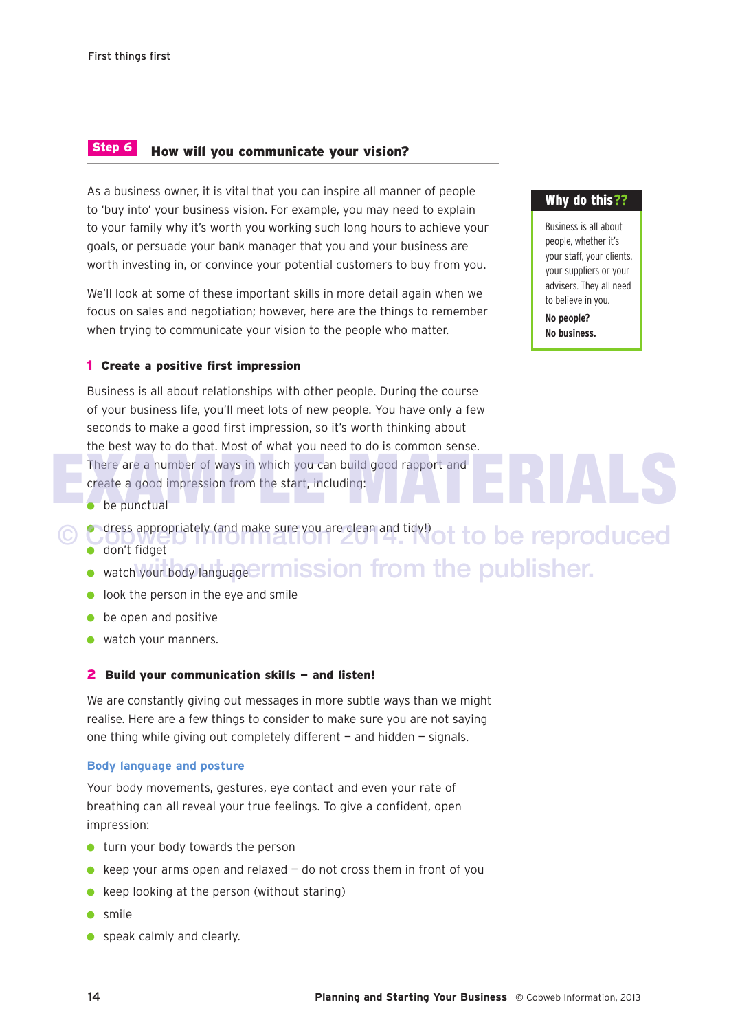## Step 6 How will you communicate your vision?

As a business owner, it is vital that you can inspire all manner of people to 'buy into' your business vision. For example, you may need to explain to your family why it's worth you working such long hours to achieve your goals, or persuade your bank manager that you and your business are worth investing in, or convince your potential customers to buy from you.

We'll look at some of these important skills in more detail again when we focus on sales and negotiation; however, here are the things to remember when trying to communicate your vision to the people who matter.

> **Why do this??**
>
> Business is all about people, whether it's your staff, your clients, your suppliers or your advisers. They all need to believe in you.
>
> **No people?**
> **No business.**

### 1 Create a positive first impression

Business is all about relationships with other people. During the course of your business life, you'll meet lots of new people. You have only a few seconds to make a good first impression, so it's worth thinking about the best way to do that. Most of what you need to do is common sense. There are a number of ways in which you can build good rapport and create a good impression from the start, including:

- be punctual
- dress appropriately (and make sure you are clean and tidy!)
- don't fidget
- watch your body language
- look the person in the eye and smile
- be open and positive
- watch your manners.

### 2 Build your communication skills – and listen!

We are constantly giving out messages in more subtle ways than we might realise. Here are a few things to consider to make sure you are not saying one thing while giving out completely different – and hidden – signals.

#### Body language and posture

Your body movements, gestures, eye contact and even your rate of breathing can all reveal your true feelings. To give a confident, open impression:

- turn your body towards the person
- keep your arms open and relaxed – do not cross them in front of you
- keep looking at the person (without staring)
- smile
- speak calmly and clearly.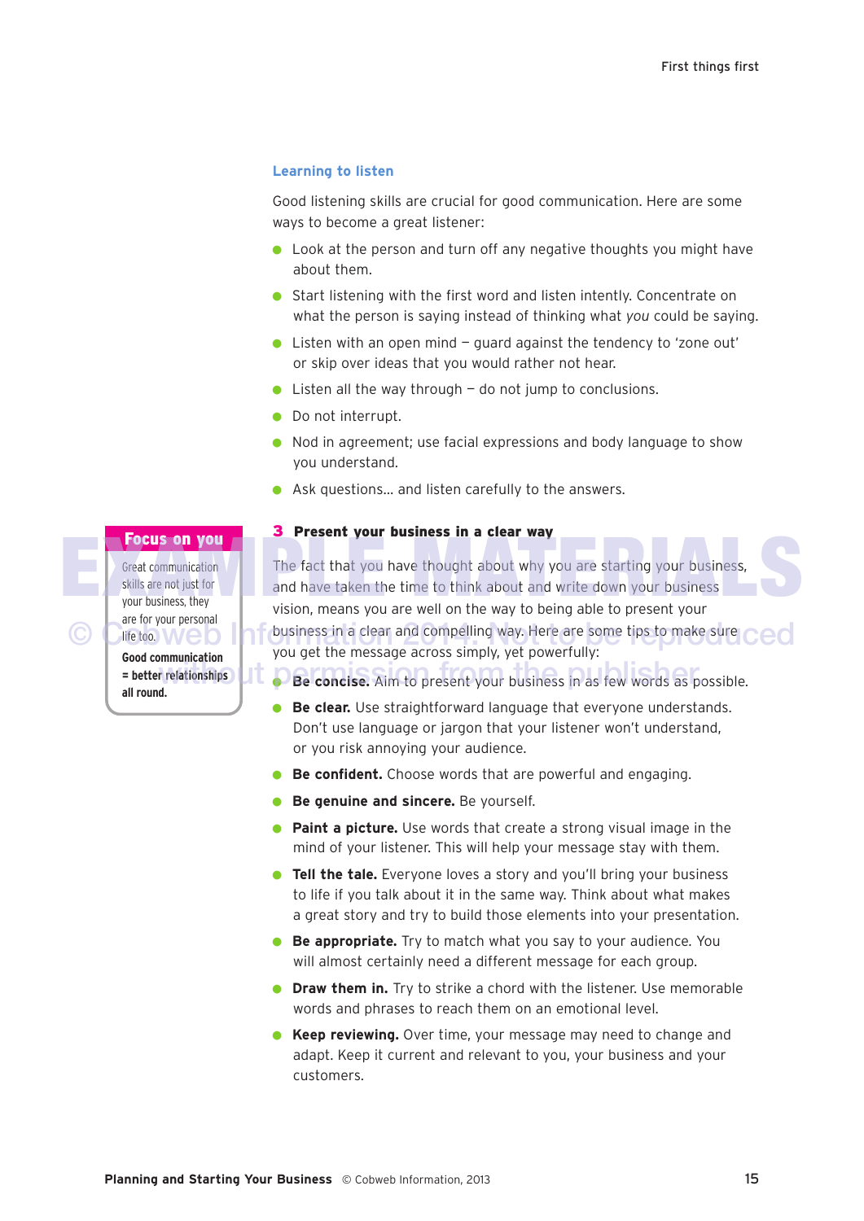## Learning to listen

Good listening skills are crucial for good communication. Here are some ways to become a great listener:

- Look at the person and turn off any negative thoughts you might have about them.
- Start listening with the first word and listen intently. Concentrate on what the person is saying instead of thinking what *you* could be saying.
- Listen with an open mind – guard against the tendency to 'zone out' or skip over ideas that you would rather not hear.
- Listen all the way through – do not jump to conclusions.
- Do not interrupt.
- Nod in agreement; use facial expressions and body language to show you understand.
- Ask questions… and listen carefully to the answers.

> **Focus on you**
>
> Great communication skills are not just for your business, they are for your personal life too.
>
> **Good communication = better relationships all round.**

### 3 Present your business in a clear way

The fact that you have thought about why you are starting your business, and have taken the time to think about and write down your business vision, means you are well on the way to being able to present your business in a clear and compelling way. Here are some tips to make sure you get the message across simply, yet powerfully:

- **Be concise.** Aim to present your business in as few words as possible.
- **Be clear.** Use straightforward language that everyone understands. Don't use language or jargon that your listener won't understand, or you risk annoying your audience.
- **Be confident.** Choose words that are powerful and engaging.
- **Be genuine and sincere.** Be yourself.
- **Paint a picture.** Use words that create a strong visual image in the mind of your listener. This will help your message stay with them.
- **Tell the tale.** Everyone loves a story and you'll bring your business to life if you talk about it in the same way. Think about what makes a great story and try to build those elements into your presentation.
- **Be appropriate.** Try to match what you say to your audience. You will almost certainly need a different message for each group.
- **Draw them in.** Try to strike a chord with the listener. Use memorable words and phrases to reach them on an emotional level.
- **Keep reviewing.** Over time, your message may need to change and adapt. Keep it current and relevant to you, your business and your customers.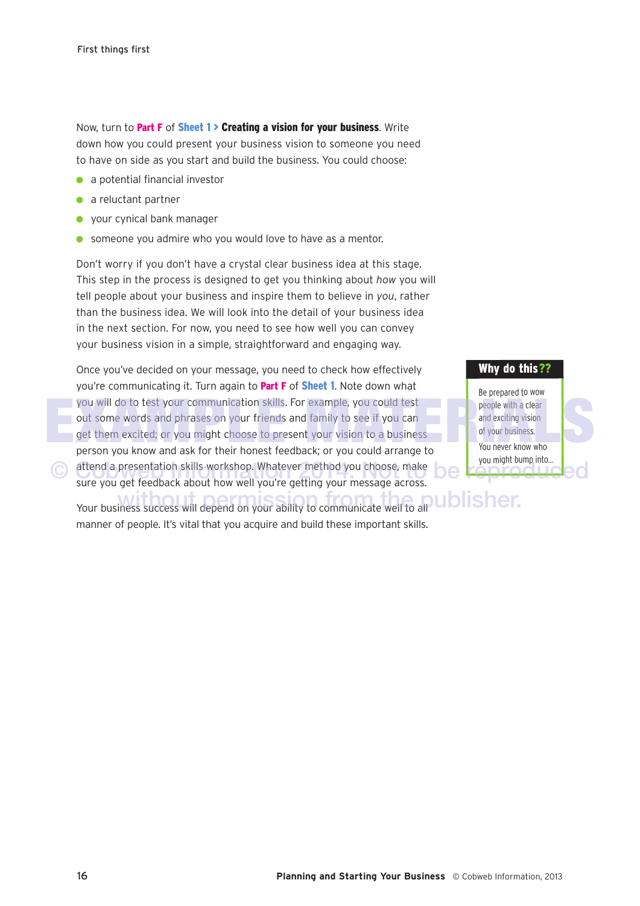Now, turn to **Part F** of **Sheet 1 > Creating a vision for your business**. Write down how you could present your business vision to someone you need to have on side as you start and build the business. You could choose:

- a potential financial investor
- a reluctant partner
- your cynical bank manager
- someone you admire who you would love to have as a mentor.

Don't worry if you don't have a crystal clear business idea at this stage. This step in the process is designed to get you thinking about *how* you will tell people about your business and inspire them to believe in *you*, rather than the business idea. We will look into the detail of your business idea in the next section. For now, you need to see how well you can convey your business vision in a simple, straightforward and engaging way.

Once you've decided on your message, you need to check how effectively you're communicating it. Turn again to **Part F** of **Sheet 1**. Note down what you will do to test your communication skills. For example, you could test out some words and phrases on your friends and family to see if you can get them excited; or you might choose to present your vision to a business person you know and ask for their honest feedback; or you could arrange to attend a presentation skills workshop. Whatever method you choose, make sure you get feedback about how well you're getting your message across.

Your business success will depend on your ability to communicate well to all manner of people. It's vital that you acquire and build these important skills.

> **Why do this??**
>
> Be prepared to wow people with a clear and exciting vision of your business.
>
> You never know who you might bump into...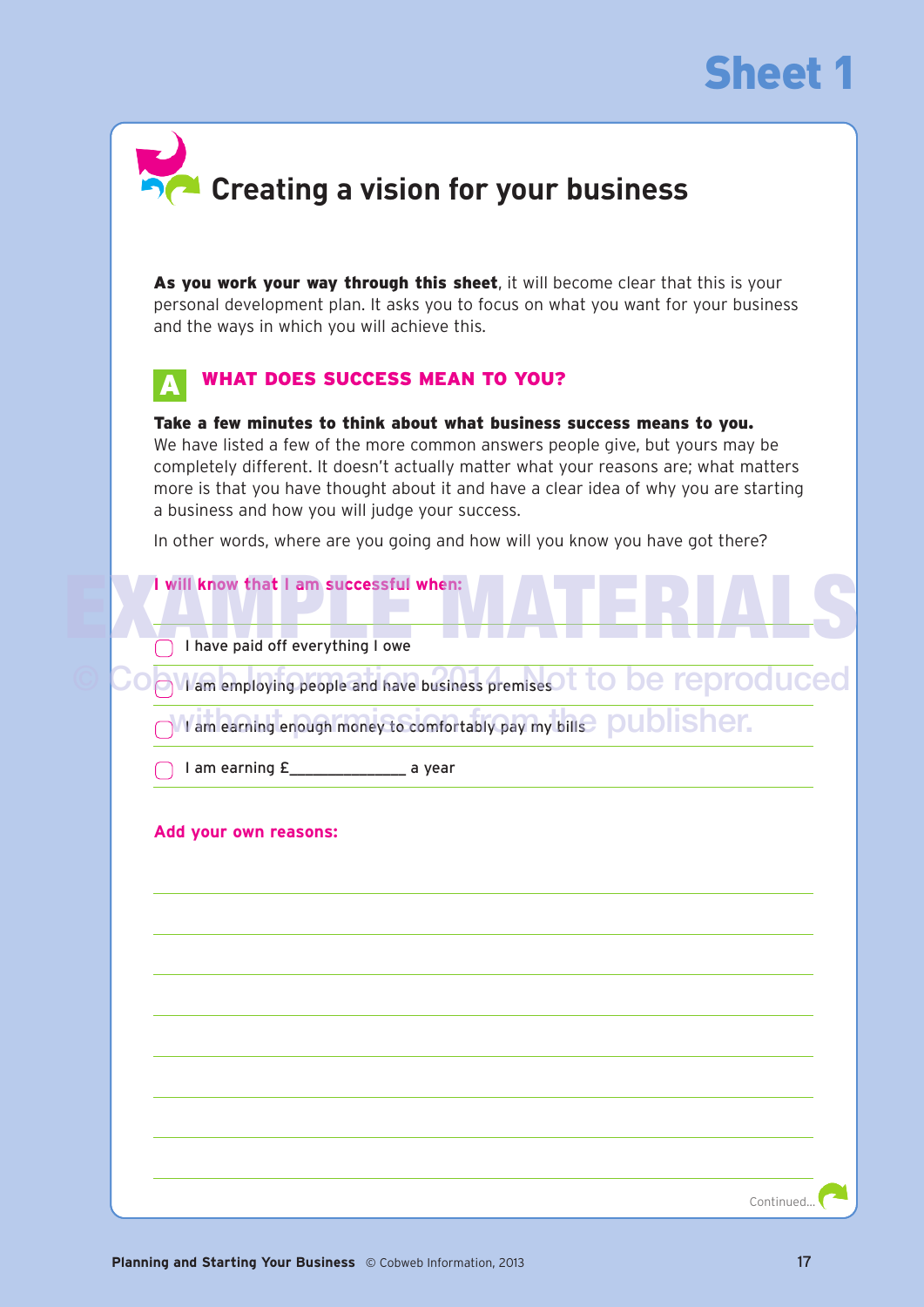# Sheet 1

## Creating a vision for your business

**As you work your way through this sheet**, it will become clear that this is your personal development plan. It asks you to focus on what you want for your business and the ways in which you will achieve this.

### A WHAT DOES SUCCESS MEAN TO YOU?

**Take a few minutes to think about what business success means to you.** We have listed a few of the more common answers people give, but yours may be completely different. It doesn't actually matter what your reasons are; what matters more is that you have thought about it and have a clear idea of why you are starting a business and how you will judge your success.

In other words, where are you going and how will you know you have got there?

**I will know that I am successful when:**

- [ ] I have paid off everything I owe
- [ ] I am employing people and have business premises
- [ ] I am earning enough money to comfortably pay my bills
- [ ] I am earning £______________ a year

**Add your own reasons:**

Continued...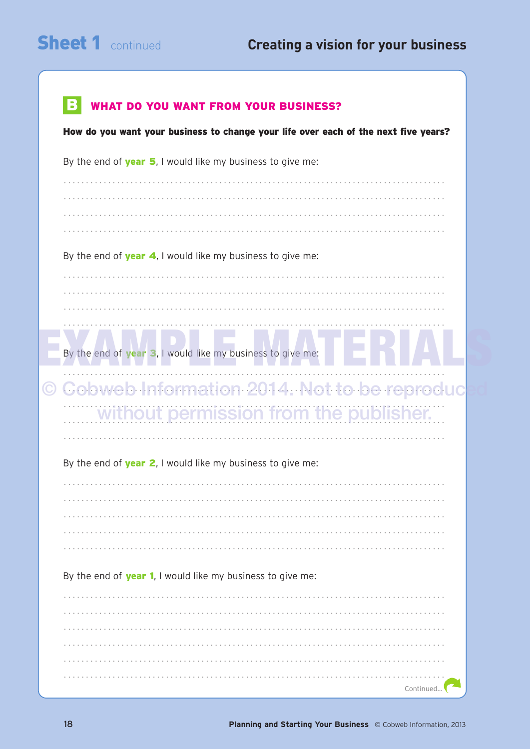## Sheet 1 continued — Creating a vision for your business

### B WHAT DO YOU WANT FROM YOUR BUSINESS?

**How do you want your business to change your life over each of the next five years?**

By the end of **year 5**, I would like my business to give me:

..........................................................................................

..........................................................................................

..........................................................................................

..........................................................................................

By the end of **year 4**, I would like my business to give me:

..........................................................................................

..........................................................................................

..........................................................................................

..........................................................................................

By the end of **year 3**, I would like my business to give me:

..........................................................................................

..........................................................................................

..........................................................................................

..........................................................................................

By the end of **year 2**, I would like my business to give me:

..........................................................................................

..........................................................................................

..........................................................................................

..........................................................................................

..........................................................................................

By the end of **year 1**, I would like my business to give me:

..........................................................................................

..........................................................................................

..........................................................................................

..........................................................................................

..........................................................................................

..........................................................................................

Continued...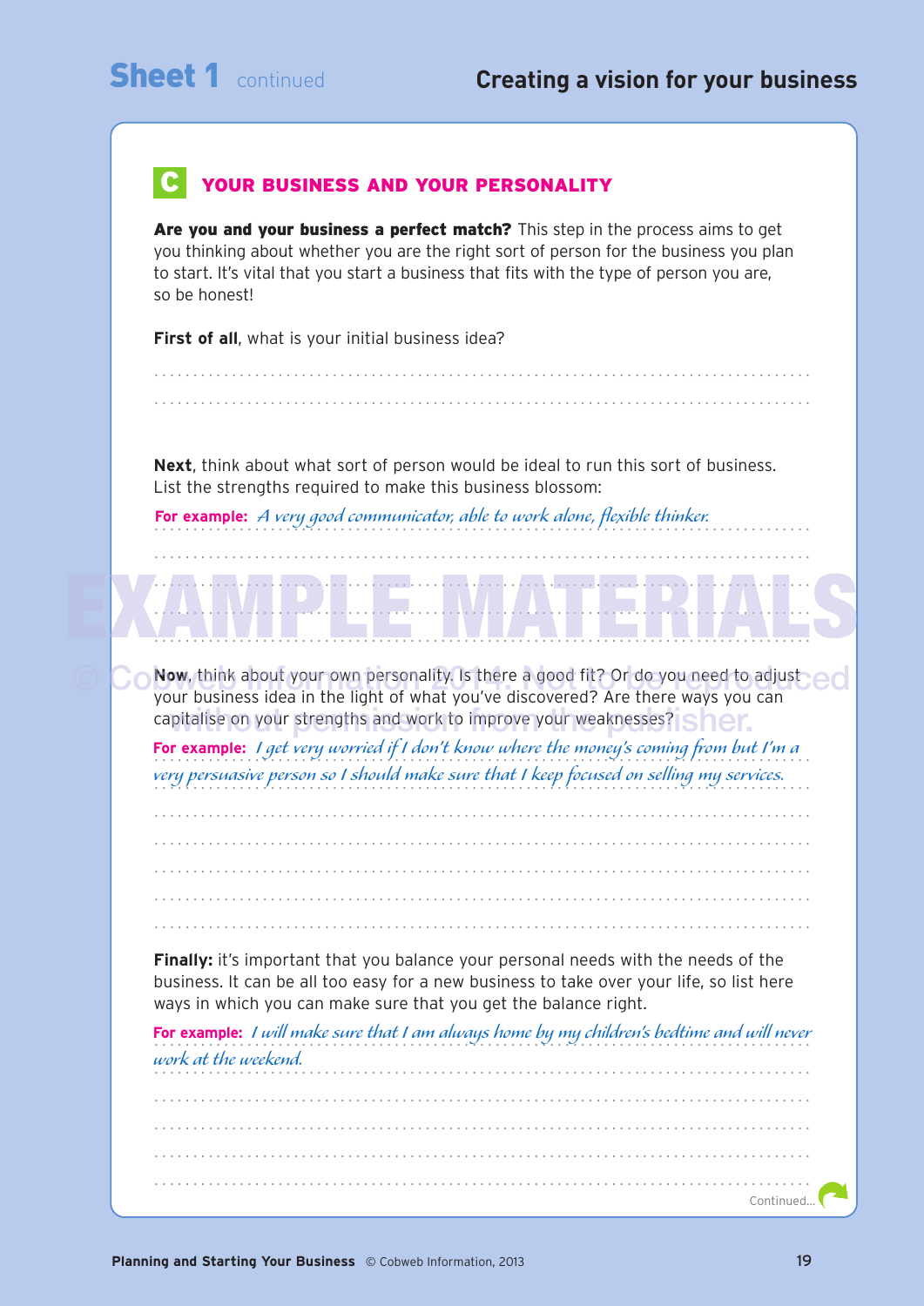## C YOUR BUSINESS AND YOUR PERSONALITY

**Are you and your business a perfect match?** This step in the process aims to get you thinking about whether you are the right sort of person for the business you plan to start. It's vital that you start a business that fits with the type of person you are, so be honest!

**First of all**, what is your initial business idea?

...........................................................................................

...........................................................................................

**Next**, think about what sort of person would be ideal to run this sort of business. List the strengths required to make this business blossom:

**For example:** *A very good communicator, able to work alone, flexible thinker.*

...........................................................................................

...........................................................................................

...........................................................................................

**Now**, think about your own personality. Is there a good fit? Or do you need to adjust your business idea in the light of what you've discovered? Are there ways you can capitalise on your strengths and work to improve your weaknesses?

**For example:** *I get very worried if I don't know where the money's coming from but I'm a very persuasive person so I should make sure that I keep focused on selling my services.*

...........................................................................................

...........................................................................................

...........................................................................................

...........................................................................................

...........................................................................................

**Finally:** it's important that you balance your personal needs with the needs of the business. It can be all too easy for a new business to take over your life, so list here ways in which you can make sure that you get the balance right.

**For example:** *I will make sure that I am always home by my children's bedtime and will never work at the weekend.*

...........................................................................................

...........................................................................................

...........................................................................................

...........................................................................................

Continued...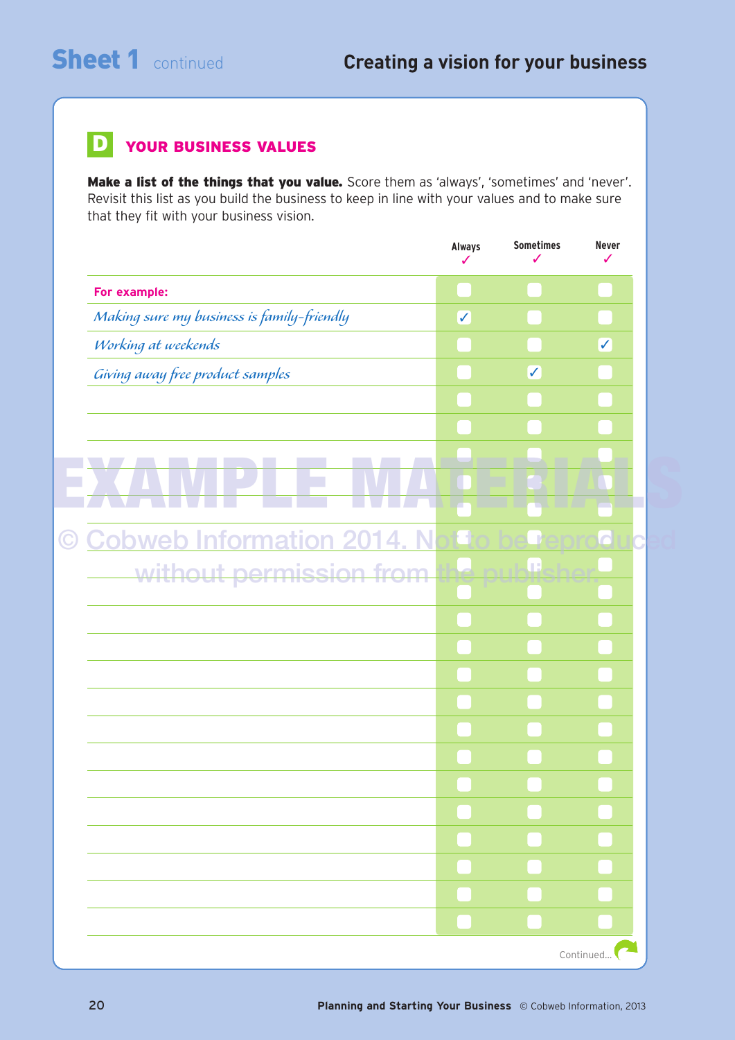# Sheet 1 continued

## Creating a vision for your business

### D YOUR BUSINESS VALUES

**Make a list of the things that you value.** Score them as 'always', 'sometimes' and 'never'. Revisit this list as you build the business to keep in line with your values and to make sure that they fit with your business vision.

| | Always ✓ | Sometimes ✓ | Never ✓ |
|---|---|---|---|
| **For example:** | ☐ | ☐ | ☐ |
| *Making sure my business is family-friendly* | ✓ | ☐ | ☐ |
| *Working at weekends* | ☐ | ☐ | ✓ |
| *Giving away free product samples* | ☐ | ✓ | ☐ |
| | ☐ | ☐ | ☐ |
| | ☐ | ☐ | ☐ |
| | ☐ | ☐ | ☐ |
| | ☐ | ☐ | ☐ |
| | ☐ | ☐ | ☐ |
| | ☐ | ☐ | ☐ |
| | ☐ | ☐ | ☐ |
| | ☐ | ☐ | ☐ |
| | ☐ | ☐ | ☐ |
| | ☐ | ☐ | ☐ |
| | ☐ | ☐ | ☐ |
| | ☐ | ☐ | ☐ |
| | ☐ | ☐ | ☐ |
| | ☐ | ☐ | ☐ |
| | ☐ | ☐ | ☐ |
| | ☐ | ☐ | ☐ |
| | ☐ | ☐ | ☐ |
| | ☐ | ☐ | ☐ |
| | ☐ | ☐ | ☐ |
| | ☐ | ☐ | ☐ |

EXAMPLE MATERIALS

© Cobweb Information 2014. Not to be reproduced without permission from the publisher.

Continued...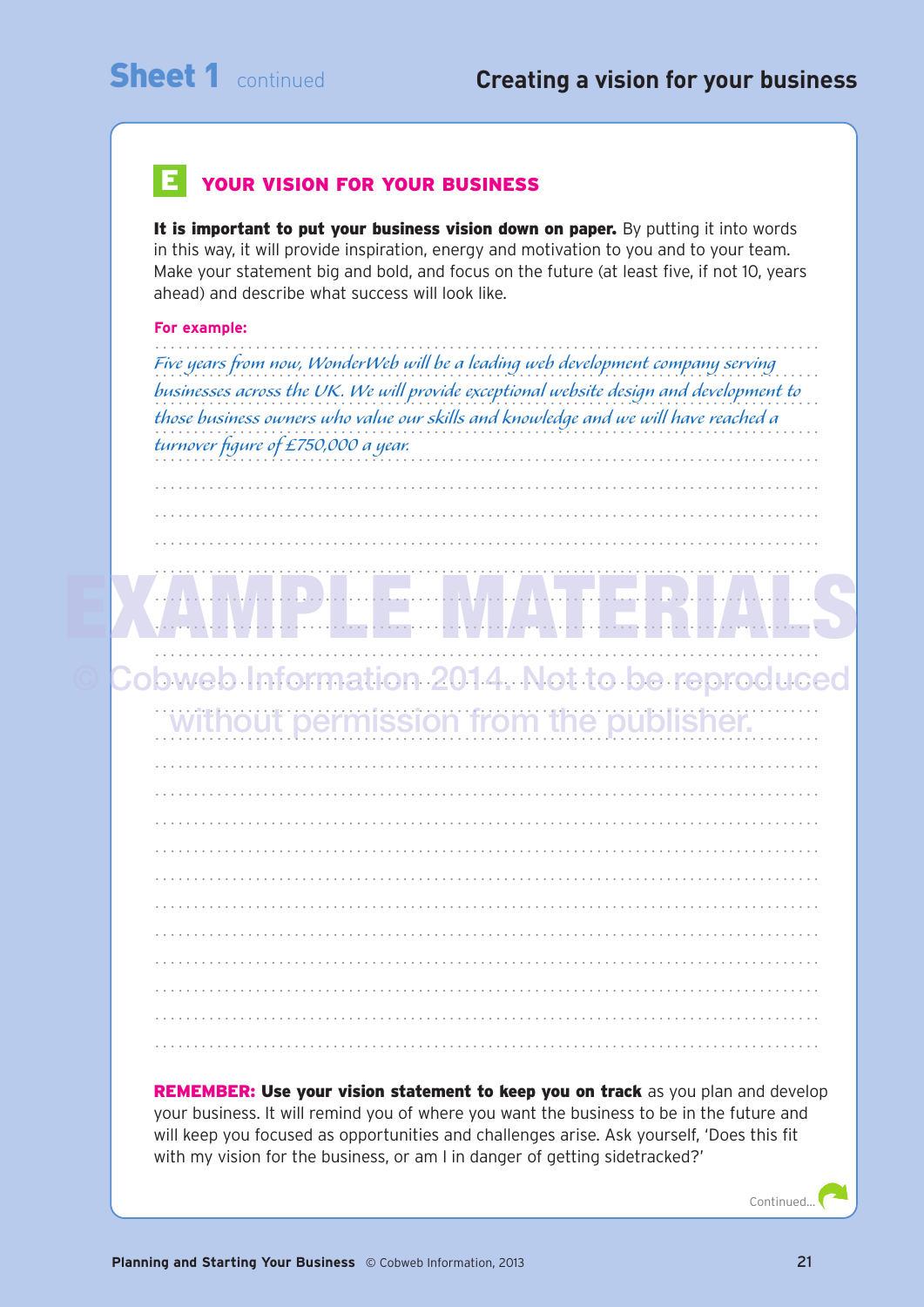## Sheet 1 continued — Creating a vision for your business

### E YOUR VISION FOR YOUR BUSINESS

**It is important to put your business vision down on paper.** By putting it into words in this way, it will provide inspiration, energy and motivation to you and to your team. Make your statement big and bold, and focus on the future (at least five, if not 10, years ahead) and describe what success will look like.

**For example:**

*Five years from now, WonderWeb will be a leading web development company serving businesses across the UK. We will provide exceptional website design and development to those business owners who value our skills and knowledge and we will have reached a turnover figure of £750,000 a year.*

EXAMPLE MATERIALS

© Cobweb Information 2014. Not to be reproduced without permission from the publisher.

**REMEMBER: Use your vision statement to keep you on track** as you plan and develop your business. It will remind you of where you want the business to be in the future and will keep you focused as opportunities and challenges arise. Ask yourself, 'Does this fit with my vision for the business, or am I in danger of getting sidetracked?'

Continued...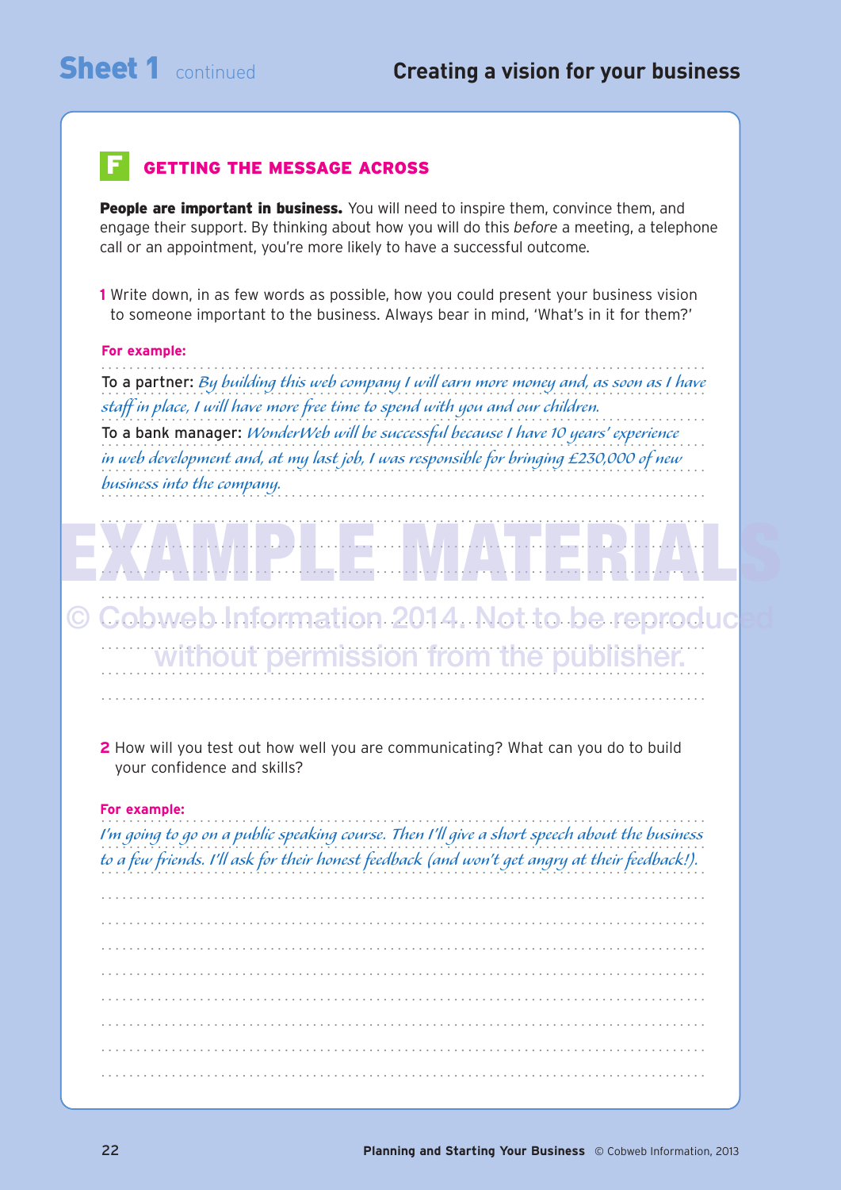## F GETTING THE MESSAGE ACROSS

**People are important in business.** You will need to inspire them, convince them, and engage their support. By thinking about how you will do this *before* a meeting, a telephone call or an appointment, you're more likely to have a successful outcome.

**1** Write down, in as few words as possible, how you could present your business vision to someone important to the business. Always bear in mind, 'What's in it for them?'

**For example:**

To a partner: *By building this web company I will earn more money and, as soon as I have staff in place, I will have more free time to spend with you and our children.*

To a bank manager: *WonderWeb will be successful because I have 10 years' experience in web development and, at my last job, I was responsible for bringing £230,000 of new business into the company.*

EXAMPLE MATERIALS

© Cobweb Information 2014. Not to be reproduced without permission from the publisher.

**2** How will you test out how well you are communicating? What can you do to build your confidence and skills?

**For example:**

*I'm going to go on a public speaking course. Then I'll give a short speech about the business to a few friends. I'll ask for their honest feedback (and won't get angry at their feedback!).*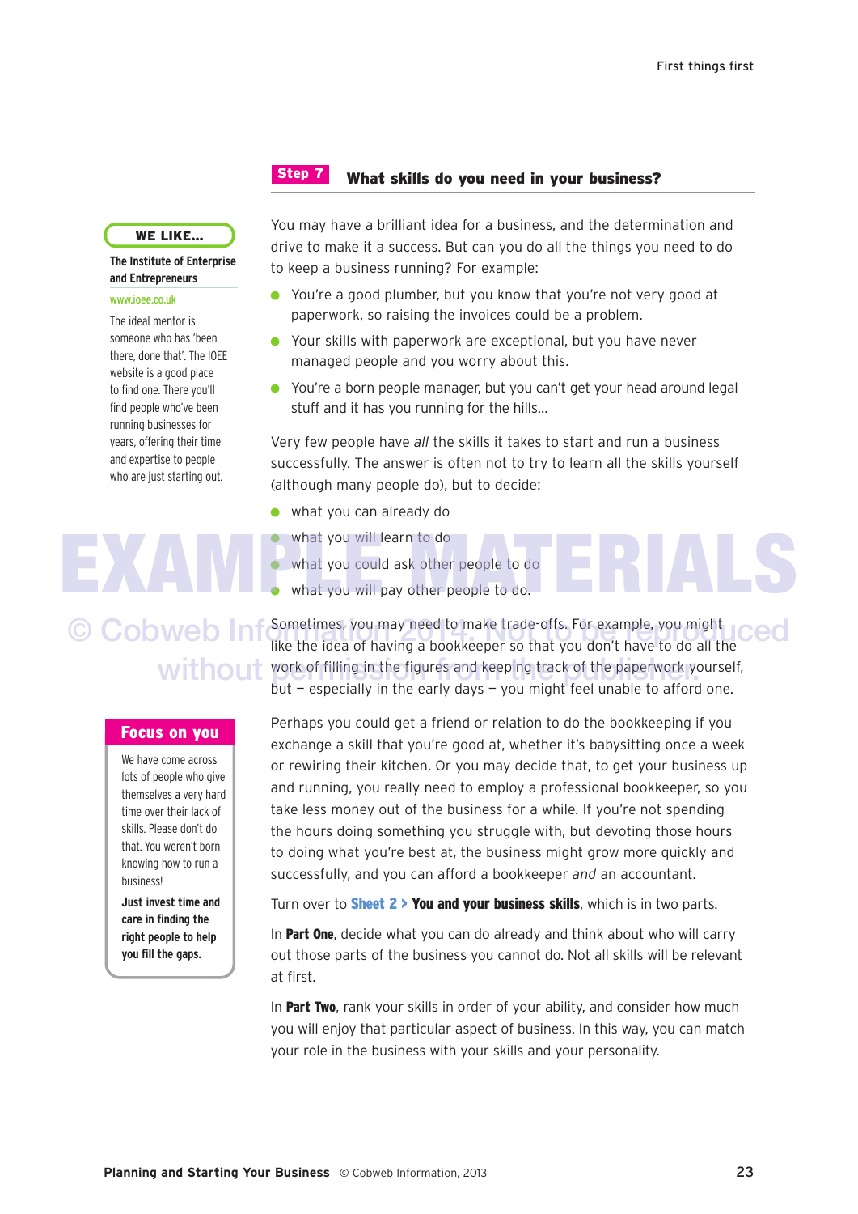## Step 7 What skills do you need in your business?

You may have a brilliant idea for a business, and the determination and drive to make it a success. But can you do all the things you need to do to keep a business running? For example:

- You're a good plumber, but you know that you're not very good at paperwork, so raising the invoices could be a problem.
- Your skills with paperwork are exceptional, but you have never managed people and you worry about this.
- You're a born people manager, but you can't get your head around legal stuff and it has you running for the hills…

Very few people have *all* the skills it takes to start and run a business successfully. The answer is often not to try to learn all the skills yourself (although many people do), but to decide:

- what you can already do
- what you will learn to do
- what you could ask other people to do
- what you will pay other people to do.

Sometimes, you may need to make trade-offs. For example, you might like the idea of having a bookkeeper so that you don't have to do all the work of filling in the figures and keeping track of the paperwork yourself, but – especially in the early days – you might feel unable to afford one.

Perhaps you could get a friend or relation to do the bookkeeping if you exchange a skill that you're good at, whether it's babysitting once a week or rewiring their kitchen. Or you may decide that, to get your business up and running, you really need to employ a professional bookkeeper, so you take less money out of the business for a while. If you're not spending the hours doing something you struggle with, but devoting those hours to doing what you're best at, the business might grow more quickly and successfully, and you can afford a bookkeeper *and* an accountant.

Turn over to **Sheet 2 > You and your business skills**, which is in two parts.

In **Part One**, decide what you can do already and think about who will carry out those parts of the business you cannot do. Not all skills will be relevant at first.

In **Part Two**, rank your skills in order of your ability, and consider how much you will enjoy that particular aspect of business. In this way, you can match your role in the business with your skills and your personality.

**WE LIKE…**

**The Institute of Enterprise and Entrepreneurs**

www.ioee.co.uk

The ideal mentor is someone who has 'been there, done that'. The IOEE website is a good place to find one. There you'll find people who've been running businesses for years, offering their time and expertise to people who are just starting out.

**Focus on you**

We have come across lots of people who give themselves a very hard time over their lack of skills. Please don't do that. You weren't born knowing how to run a business!

**Just invest time and care in finding the right people to help you fill the gaps.**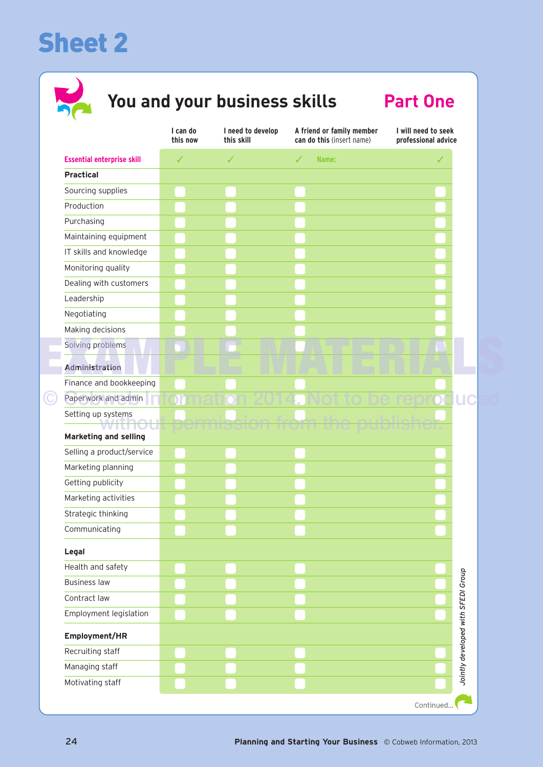# Sheet 2

## You and your business skills — Part One

| Essential enterprise skill | I can do this now ✓ | I need to develop this skill ✓ | A friend or family member can do this (insert name) ✓ Name: | I will need to seek professional advice ✓ |
|---|---|---|---|---|
| **Practical** | | | | |
| Sourcing supplies | | | | |
| Production | | | | |
| Purchasing | | | | |
| Maintaining equipment | | | | |
| IT skills and knowledge | | | | |
| Monitoring quality | | | | |
| Dealing with customers | | | | |
| Leadership | | | | |
| Negotiating | | | | |
| Making decisions | | | | |
| Solving problems | | | | |
| **Administration** | | | | |
| Finance and bookkeeping | | | | |
| Paperwork and admin | | | | |
| Setting up systems | | | | |
| **Marketing and selling** | | | | |
| Selling a product/service | | | | |
| Marketing planning | | | | |
| Getting publicity | | | | |
| Marketing activities | | | | |
| Strategic thinking | | | | |
| Communicating | | | | |
| **Legal** | | | | |
| Health and safety | | | | |
| Business law | | | | |
| Contract law | | | | |
| Employment legislation | | | | |
| **Employment/HR** | | | | |
| Recruiting staff | | | | |
| Managing staff | | | | |
| Motivating staff | | | | |

*Jointly developed with SFEDI Group*

Continued...

EXAMPLE MATERIALS

© Cobweb Information 2014. Not to be reproduced without permission from the publisher.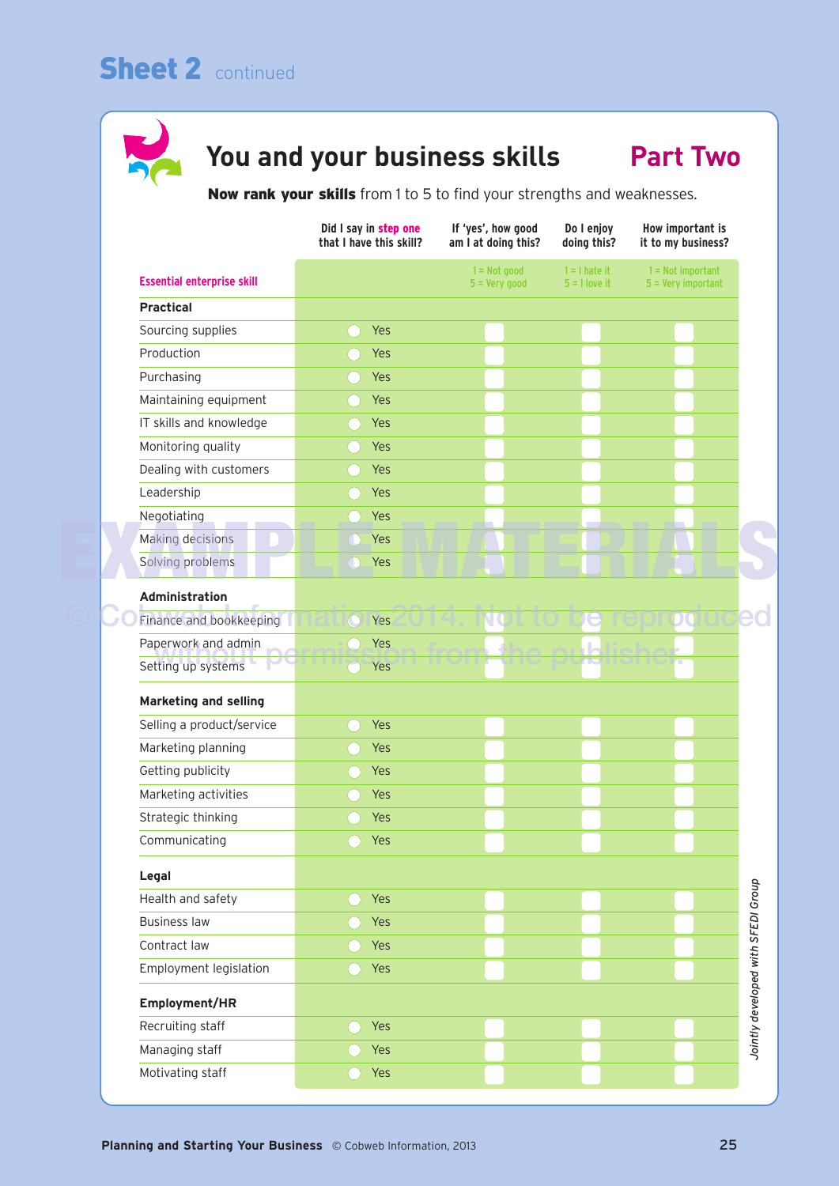# Sheet 2 continued

## You and your business skills — Part Two

**Now rank your skills** from 1 to 5 to find your strengths and weaknesses.

| Essential enterprise skill | Did I say in step one that I have this skill? | If 'yes', how good am I at doing this? 1 = Not good 5 = Very good | Do I enjoy doing this? 1 = I hate it 5 = I love it | How important is it to my business? 1 = Not important 5 = Very important |
|---|---|---|---|---|
| **Practical** | | | | |
| Sourcing supplies | ○ Yes | | | |
| Production | ○ Yes | | | |
| Purchasing | ○ Yes | | | |
| Maintaining equipment | ○ Yes | | | |
| IT skills and knowledge | ○ Yes | | | |
| Monitoring quality | ○ Yes | | | |
| Dealing with customers | ○ Yes | | | |
| Leadership | ○ Yes | | | |
| Negotiating | ○ Yes | | | |
| Making decisions | ○ Yes | | | |
| Solving problems | ○ Yes | | | |
| **Administration** | | | | |
| Finance and bookkeeping | ○ Yes | | | |
| Paperwork and admin | ○ Yes | | | |
| Setting up systems | ○ Yes | | | |
| **Marketing and selling** | | | | |
| Selling a product/service | ○ Yes | | | |
| Marketing planning | ○ Yes | | | |
| Getting publicity | ○ Yes | | | |
| Marketing activities | ○ Yes | | | |
| Strategic thinking | ○ Yes | | | |
| Communicating | ○ Yes | | | |
| **Legal** | | | | |
| Health and safety | ○ Yes | | | |
| Business law | ○ Yes | | | |
| Contract law | ○ Yes | | | |
| Employment legislation | ○ Yes | | | |
| **Employment/HR** | | | | |
| Recruiting staff | ○ Yes | | | |
| Managing staff | ○ Yes | | | |
| Motivating staff | ○ Yes | | | |

*Jointly developed with SFEDI Group*

EXAMPLE MATERIALS

© Cobweb Information 2014. Not to be reproduced without permission from the publisher.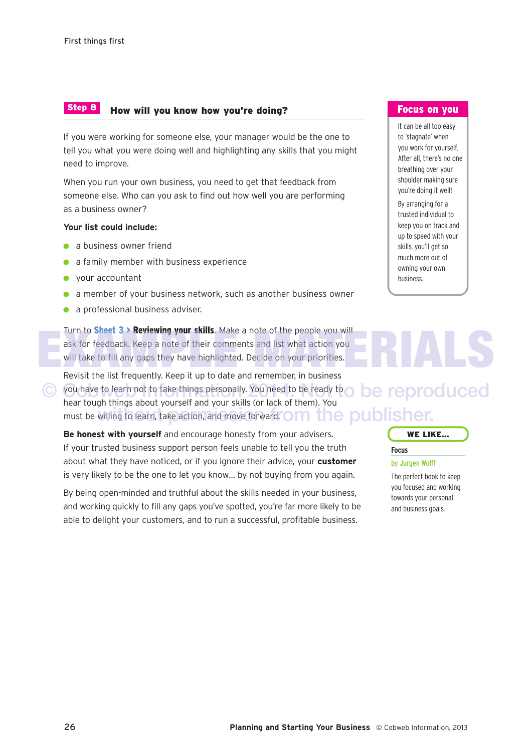## Step 8 How will you know how you're doing?

If you were working for someone else, your manager would be the one to tell you what you were doing well and highlighting any skills that you might need to improve.

When you run your own business, you need to get that feedback from someone else. Who can you ask to find out how well you are performing as a business owner?

**Your list could include:**

- a business owner friend
- a family member with business experience
- your accountant
- a member of your business network, such as another business owner
- a professional business adviser.

Turn to **Sheet 3 > Reviewing your skills**. Make a note of the people you will ask for feedback. Keep a note of their comments and list what action you will take to fill any gaps they have highlighted. Decide on your priorities.

Revisit the list frequently. Keep it up to date and remember, in business you have to learn not to take things personally. You need to be ready to hear tough things about yourself and your skills (or lack of them). You must be willing to learn, take action, and move forward.

**Be honest with yourself** and encourage honesty from your advisers. If your trusted business support person feels unable to tell you the truth about what they have noticed, or if you ignore their advice, your **customer** is very likely to be the one to let you know... by not buying from you again.

By being open-minded and truthful about the skills needed in your business, and working quickly to fill any gaps you've spotted, you're far more likely to be able to delight your customers, and to run a successful, profitable business.

### Focus on you

It can be all too easy to 'stagnate' when you work for yourself. After all, there's no one breathing over your shoulder making sure you're doing it well!

By arranging for a trusted individual to keep you on track and up to speed with your skills, you'll get so much more out of owning your own business.

### WE LIKE...

**Focus**

by Jurgen Wolff

The perfect book to keep you focused and working towards your personal and business goals.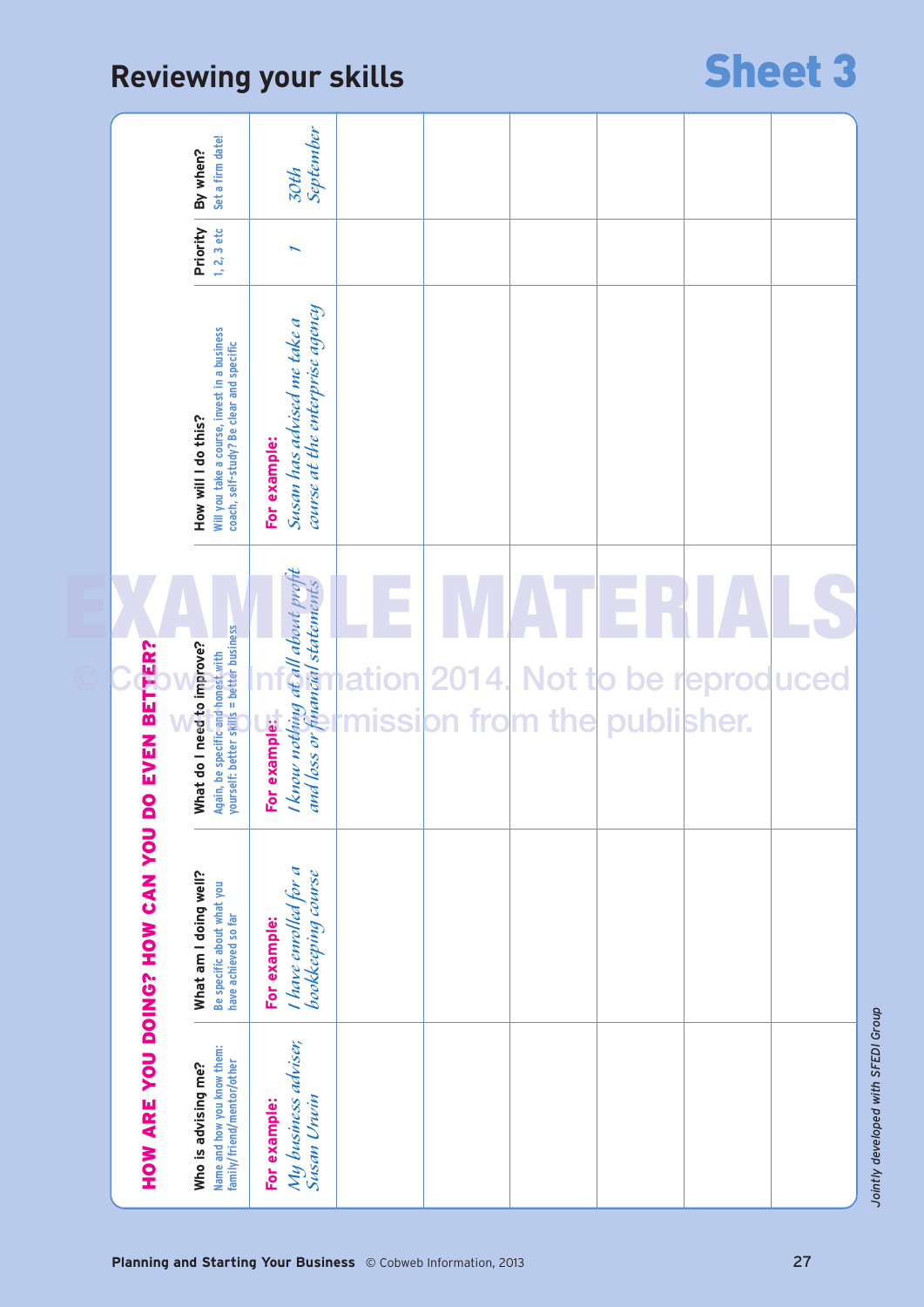# Reviewing your skills

## Sheet 3

**HOW ARE YOU DOING? HOW CAN YOU DO EVEN BETTER?**

| Who is advising me? Name and how you know them: family/friend/mentor/other | What am I doing well? Be specific about what you have achieved so far | What do I need to improve? Again, be specific and honest with yourself: better skills = better business | How will I do this? Will you take a course, invest in a business coach, self-study? Be clear and specific | Priority 1, 2, 3 etc | By when? Set a firm date! |
|---|---|---|---|---|---|
| **For example:** *My business adviser, Susan Urwin* | **For example:** *I have enrolled for a bookkeeping course* | **For example:** *I know nothing at all about profit and loss or financial statements* | **For example:** *Susan has advised me take a course at the enterprise agency* | *1* | *30th September* |
| | | | | | |
| | | | | | |
| | | | | | |
| | | | | | |
| | | | | | |
| | | | | | |

EXAMPLE MATERIALS

© Cobweb Information 2014. Not to be reproduced without permission from the publisher.

*Jointly developed with SFEDI Group*

**Planning and Starting Your Business** © Cobweb Information, 2013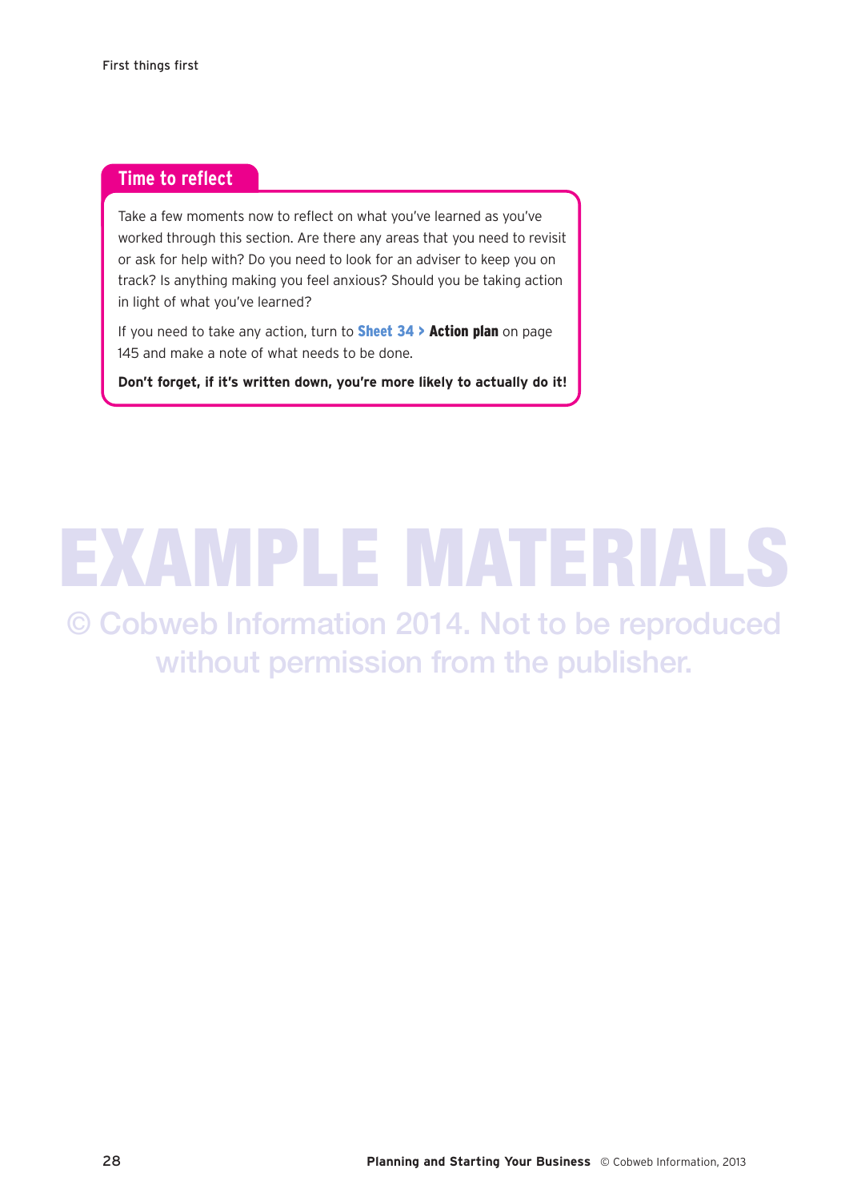## Time to reflect

Take a few moments now to reflect on what you've learned as you've worked through this section. Are there any areas that you need to revisit or ask for help with? Do you need to look for an adviser to keep you on track? Is anything making you feel anxious? Should you be taking action in light of what you've learned?

If you need to take any action, turn to **Sheet 34 > Action plan** on page 145 and make a note of what needs to be done.

**Don't forget, if it's written down, you're more likely to actually do it!**

EXAMPLE MATERIALS

© Cobweb Information 2014. Not to be reproduced without permission from the publisher.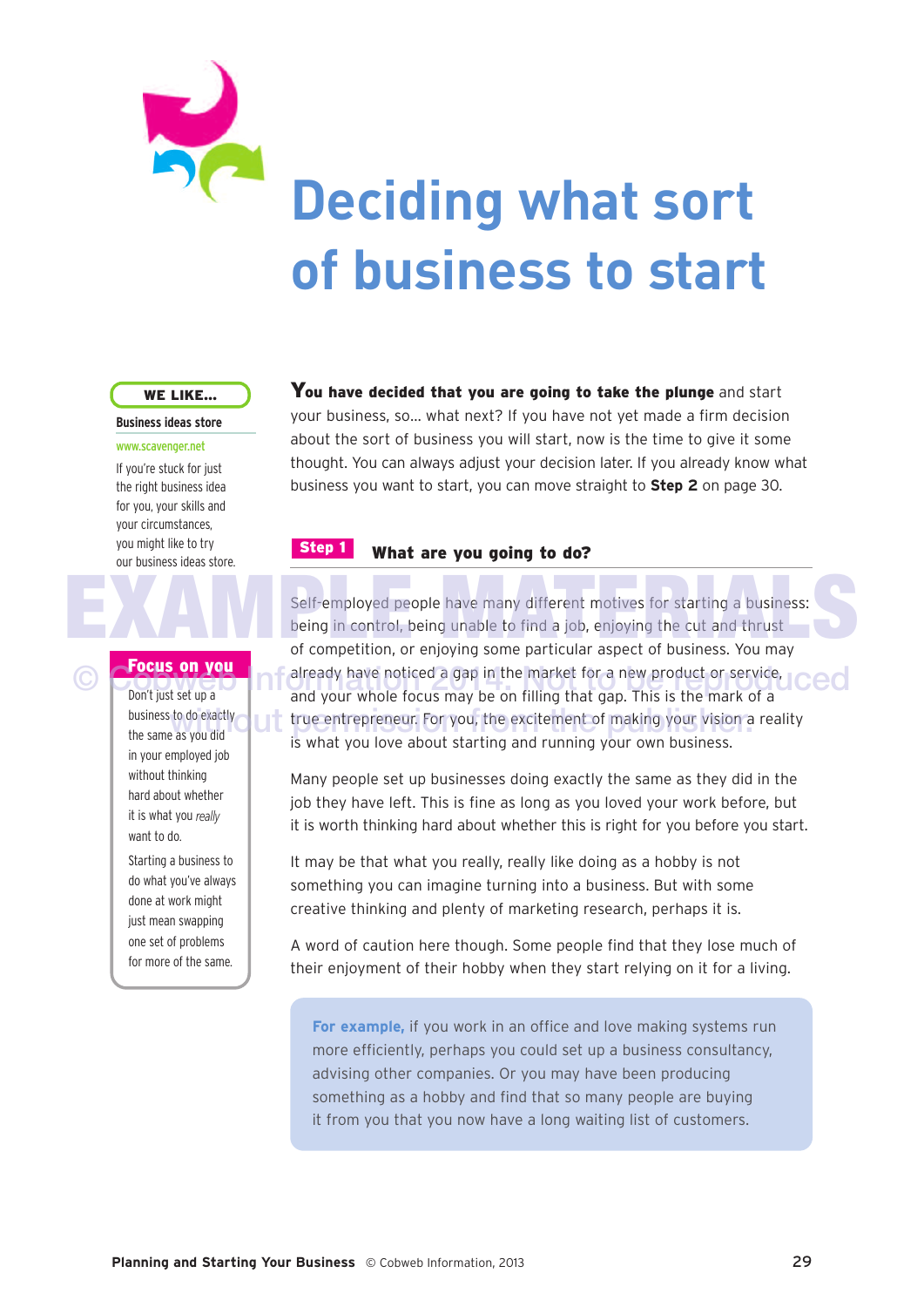# Deciding what sort of business to start

**WE LIKE...**

**Business ideas store**

www.scavenger.net

If you're stuck for just the right business idea for you, your skills and your circumstances, you might like to try our business ideas store.

**You have decided that you are going to take the plunge** and start your business, so... what next? If you have not yet made a firm decision about the sort of business you will start, now is the time to give it some thought. You can always adjust your decision later. If you already know what business you want to start, you can move straight to **Step 2** on page 30.

## Step 1 What are you going to do?

Self-employed people have many different motives for starting a business: being in control, being unable to find a job, enjoying the cut and thrust of competition, or enjoying some particular aspect of business. You may already have noticed a gap in the market for a new product or service, and your whole focus may be on filling that gap. This is the mark of a true entrepreneur. For you, the excitement of making your vision a reality is what you love about starting and running your own business.

**Focus on you**

Don't just set up a business to do exactly the same as you did in your employed job without thinking hard about whether it is what you *really* want to do.

Starting a business to do what you've always done at work might just mean swapping one set of problems for more of the same.

Many people set up businesses doing exactly the same as they did in the job they have left. This is fine as long as you loved your work before, but it is worth thinking hard about whether this is right for you before you start.

It may be that what you really, really like doing as a hobby is not something you can imagine turning into a business. But with some creative thinking and plenty of marketing research, perhaps it is.

A word of caution here though. Some people find that they lose much of their enjoyment of their hobby when they start relying on it for a living.

**For example,** if you work in an office and love making systems run more efficiently, perhaps you could set up a business consultancy, advising other companies. Or you may have been producing something as a hobby and find that so many people are buying it from you that you now have a long waiting list of customers.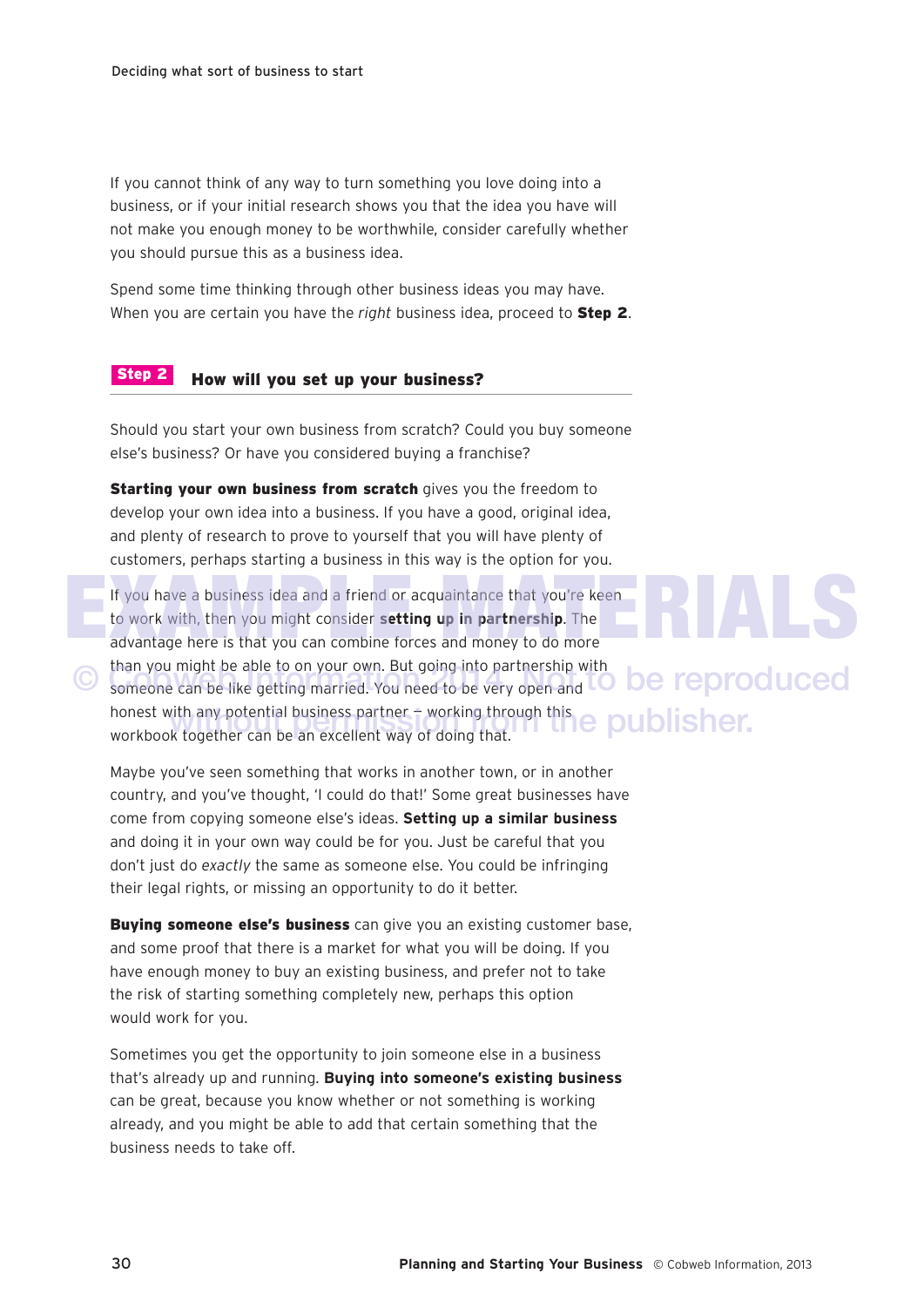If you cannot think of any way to turn something you love doing into a business, or if your initial research shows you that the idea you have will not make you enough money to be worthwhile, consider carefully whether you should pursue this as a business idea.

Spend some time thinking through other business ideas you may have. When you are certain you have the *right* business idea, proceed to **Step 2**.

## Step 2 How will you set up your business?

Should you start your own business from scratch? Could you buy someone else's business? Or have you considered buying a franchise?

**Starting your own business from scratch** gives you the freedom to develop your own idea into a business. If you have a good, original idea, and plenty of research to prove to yourself that you will have plenty of customers, perhaps starting a business in this way is the option for you.

If you have a business idea and a friend or acquaintance that you're keen to work with, then you might consider **setting up in partnership**. The advantage here is that you can combine forces and money to do more than you might be able to on your own. But going into partnership with someone can be like getting married. You need to be very open and honest with any potential business partner – working through this workbook together can be an excellent way of doing that.

Maybe you've seen something that works in another town, or in another country, and you've thought, 'I could do that!' Some great businesses have come from copying someone else's ideas. **Setting up a similar business** and doing it in your own way could be for you. Just be careful that you don't just do *exactly* the same as someone else. You could be infringing their legal rights, or missing an opportunity to do it better.

**Buying someone else's business** can give you an existing customer base, and some proof that there is a market for what you will be doing. If you have enough money to buy an existing business, and prefer not to take the risk of starting something completely new, perhaps this option would work for you.

Sometimes you get the opportunity to join someone else in a business that's already up and running. **Buying into someone's existing business** can be great, because you know whether or not something is working already, and you might be able to add that certain something that the business needs to take off.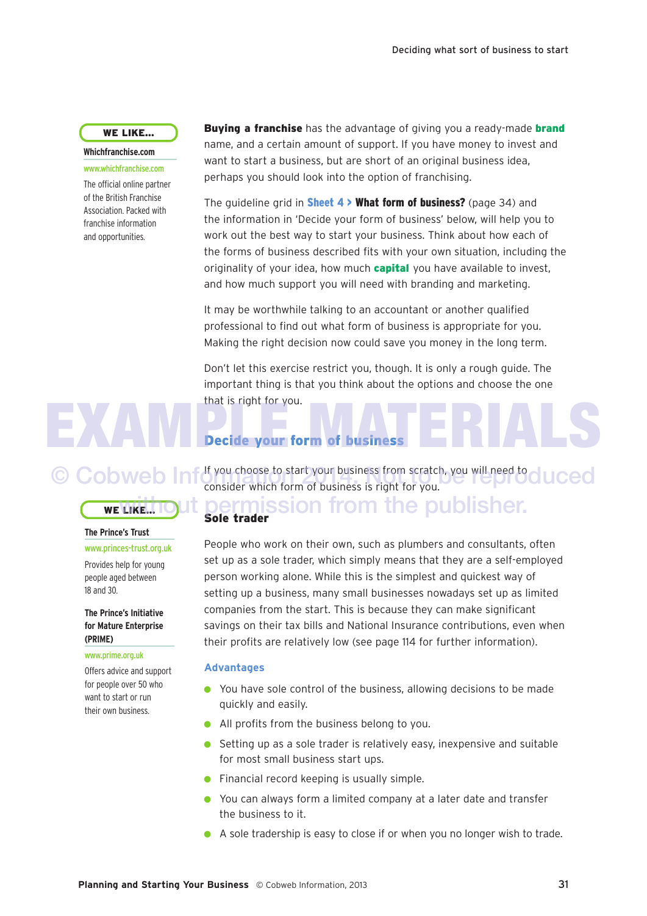**WE LIKE...**

**Whichfranchise.com**

www.whichfranchise.com

The official online partner of the British Franchise Association. Packed with franchise information and opportunities.

**Buying a franchise** has the advantage of giving you a ready-made **brand** name, and a certain amount of support. If you have money to invest and want to start a business, but are short of an original business idea, perhaps you should look into the option of franchising.

The guideline grid in **Sheet 4 > What form of business?** (page 34) and the information in 'Decide your form of business' below, will help you to work out the best way to start your business. Think about how each of the forms of business described fits with your own situation, including the originality of your idea, how much **capital** you have available to invest, and how much support you will need with branding and marketing.

It may be worthwhile talking to an accountant or another qualified professional to find out what form of business is appropriate for you. Making the right decision now could save you money in the long term.

Don't let this exercise restrict you, though. It is only a rough guide. The important thing is that you think about the options and choose the one that is right for you.

EXAMPLE MATERIALS

© Cobweb Information 2014. Not to be reproduced without permission from the publisher.

## Decide your form of business

If you choose to start your business from scratch, you will need to consider which form of business is right for you.

**WE LIKE...**

**The Prince's Trust**

www.princes-trust.org.uk

Provides help for young people aged between 18 and 30.

**The Prince's Initiative for Mature Enterprise (PRIME)**

www.prime.org.uk

Offers advice and support for people over 50 who want to start or run their own business.

### Sole trader

People who work on their own, such as plumbers and consultants, often set up as a sole trader, which simply means that they are a self-employed person working alone. While this is the simplest and quickest way of setting up a business, many small businesses nowadays set up as limited companies from the start. This is because they can make significant savings on their tax bills and National Insurance contributions, even when their profits are relatively low (see page 114 for further information).

#### Advantages

- You have sole control of the business, allowing decisions to be made quickly and easily.
- All profits from the business belong to you.
- Setting up as a sole trader is relatively easy, inexpensive and suitable for most small business start ups.
- Financial record keeping is usually simple.
- You can always form a limited company at a later date and transfer the business to it.
- A sole tradership is easy to close if or when you no longer wish to trade.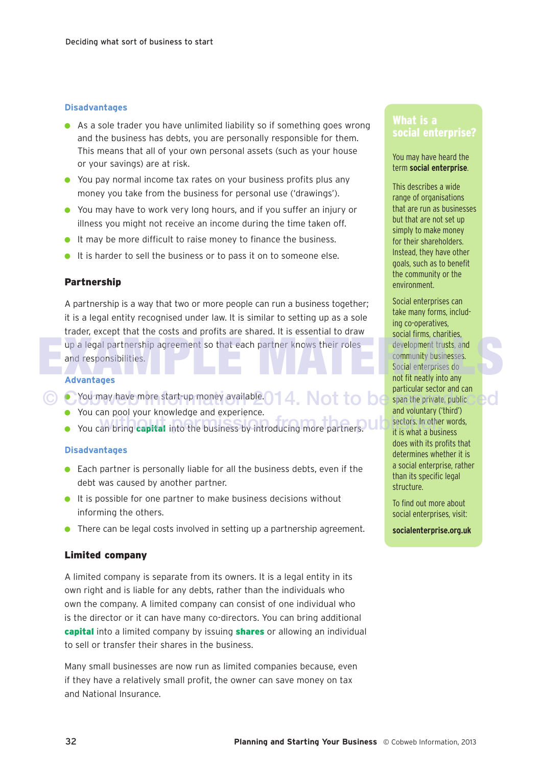### Disadvantages

- As a sole trader you have unlimited liability so if something goes wrong and the business has debts, you are personally responsible for them. This means that all of your own personal assets (such as your house or your savings) are at risk.
- You pay normal income tax rates on your business profits plus any money you take from the business for personal use ('drawings').
- You may have to work very long hours, and if you suffer an injury or illness you might not receive an income during the time taken off.
- It may be more difficult to raise money to finance the business.
- It is harder to sell the business or to pass it on to someone else.

## Partnership

A partnership is a way that two or more people can run a business together; it is a legal entity recognised under law. It is similar to setting up as a sole trader, except that the costs and profits are shared. It is essential to draw up a legal partnership agreement so that each partner knows their roles and responsibilities.

### Advantages

- You may have more start-up money available.
- You can pool your knowledge and experience.
- You can bring **capital** into the business by introducing more partners.

### Disadvantages

- Each partner is personally liable for all the business debts, even if the debt was caused by another partner.
- It is possible for one partner to make business decisions without informing the others.
- There can be legal costs involved in setting up a partnership agreement.

## Limited company

A limited company is separate from its owners. It is a legal entity in its own right and is liable for any debts, rather than the individuals who own the company. A limited company can consist of one individual who is the director or it can have many co-directors. You can bring additional **capital** into a limited company by issuing **shares** or allowing an individual to sell or transfer their shares in the business.

Many small businesses are now run as limited companies because, even if they have a relatively small profit, the owner can save money on tax and National Insurance.

## What is a social enterprise?

You may have heard the term **social enterprise**.

This describes a wide range of organisations that are run as businesses but that are not set up simply to make money for their shareholders. Instead, they have other goals, such as to benefit the community or the environment.

Social enterprises can take many forms, including co-operatives, social firms, charities, development trusts, and community businesses. Social enterprises do not fit neatly into any particular sector and can span the private, public and voluntary ('third') sectors. In other words, it is what a business does with its profits that determines whether it is a social enterprise, rather than its specific legal structure.

To find out more about social enterprises, visit:

**socialenterprise.org.uk**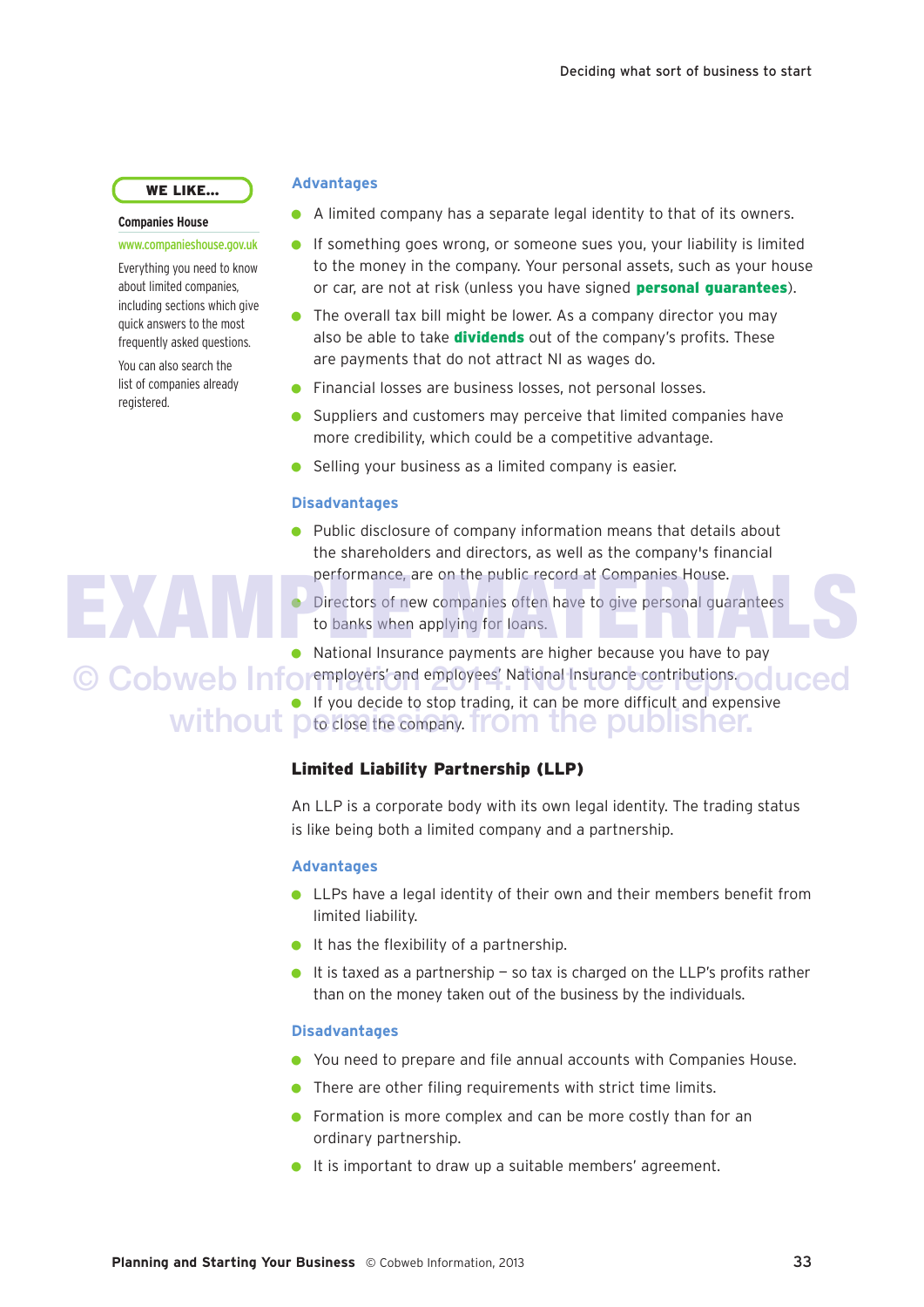**WE LIKE...**

**Companies House**

www.companieshouse.gov.uk

Everything you need to know about limited companies, including sections which give quick answers to the most frequently asked questions.

You can also search the list of companies already registered.

### Advantages

- A limited company has a separate legal identity to that of its owners.
- If something goes wrong, or someone sues you, your liability is limited to the money in the company. Your personal assets, such as your house or car, are not at risk (unless you have signed **personal guarantees**).
- The overall tax bill might be lower. As a company director you may also be able to take **dividends** out of the company's profits. These are payments that do not attract NI as wages do.
- Financial losses are business losses, not personal losses.
- Suppliers and customers may perceive that limited companies have more credibility, which could be a competitive advantage.
- Selling your business as a limited company is easier.

### Disadvantages

- Public disclosure of company information means that details about the shareholders and directors, as well as the company's financial performance, are on the public record at Companies House.
- Directors of new companies often have to give personal guarantees to banks when applying for loans.
- National Insurance payments are higher because you have to pay employers' and employees' National Insurance contributions.
- If you decide to stop trading, it can be more difficult and expensive to close the company.

## Limited Liability Partnership (LLP)

An LLP is a corporate body with its own legal identity. The trading status is like being both a limited company and a partnership.

### Advantages

- LLPs have a legal identity of their own and their members benefit from limited liability.
- It has the flexibility of a partnership.
- It is taxed as a partnership – so tax is charged on the LLP's profits rather than on the money taken out of the business by the individuals.

### Disadvantages

- You need to prepare and file annual accounts with Companies House.
- There are other filing requirements with strict time limits.
- Formation is more complex and can be more costly than for an ordinary partnership.
- It is important to draw up a suitable members' agreement.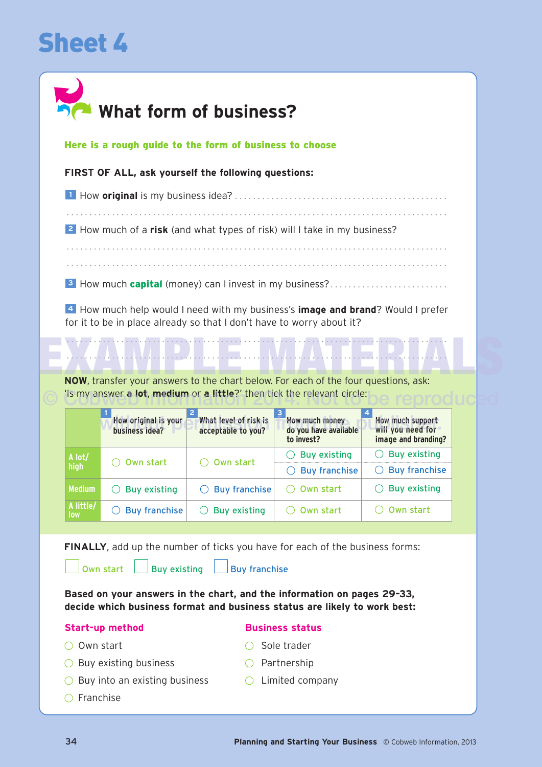# Sheet 4

## What form of business?

**Here is a rough guide to the form of business to choose**

**FIRST OF ALL, ask yourself the following questions:**

1 How **original** is my business idea? ...............................................

...........................................................................

2 How much of a **risk** (and what types of risk) will I take in my business?

...........................................................................

...........................................................................

3 How much **capital** (money) can I invest in my business? ..........................

4 How much help would I need with my business's **image and brand**? Would I prefer for it to be in place already so that I don't have to worry about it?

...........................................................................

...........................................................................

EXAMPLE MATERIALS

© Cobweb Information 2014. Not to be reproduced without permission from the publisher.

**NOW**, transfer your answers to the chart below. For each of the four questions, ask: 'Is my answer **a lot**, **medium** or **a little**?' then tick the relevant circle:

| | 1 How original is your business idea? | 2 What level of risk is acceptable to you? | 3 How much money do you have available to invest? | 4 How much support will you need for image and branding? |
|---|---|---|---|---|
| A lot/ high | ○ Own start | ○ Own start | ○ Buy existing<br>○ Buy franchise | ○ Buy existing<br>○ Buy franchise |
| Medium | ○ Buy existing | ○ Buy franchise | ○ Own start | ○ Buy existing |
| A little/ low | ○ Buy franchise | ○ Buy existing | ○ Own start | ○ Own start |

**FINALLY**, add up the number of ticks you have for each of the business forms:

☐ Own start ☐ Buy existing ☐ Buy franchise

**Based on your answers in the chart, and the information on pages 29-33, decide which business format and business status are likely to work best:**

**Start-up method**

- ○ Own start
- ○ Buy existing business
- ○ Buy into an existing business
- ○ Franchise

**Business status**

- ○ Sole trader
- ○ Partnership
- ○ Limited company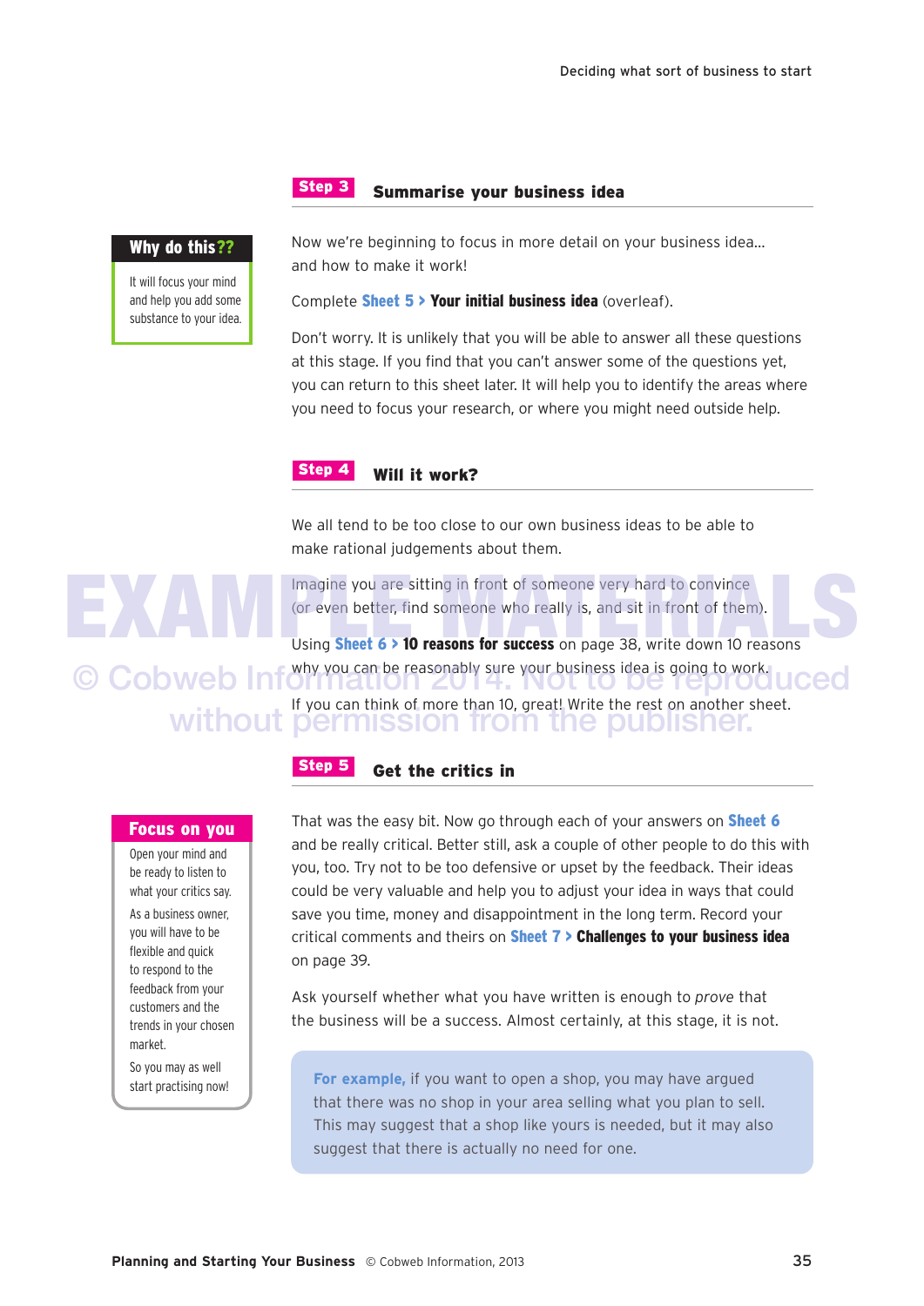## Step 3 Summarise your business idea

**Why do this??**

It will focus your mind and help you add some substance to your idea.

Now we're beginning to focus in more detail on your business idea… and how to make it work!

Complete **Sheet 5 > Your initial business idea** (overleaf).

Don't worry. It is unlikely that you will be able to answer all these questions at this stage. If you find that you can't answer some of the questions yet, you can return to this sheet later. It will help you to identify the areas where you need to focus your research, or where you might need outside help.

## Step 4 Will it work?

We all tend to be too close to our own business ideas to be able to make rational judgements about them.

Imagine you are sitting in front of someone very hard to convince (or even better, find someone who really is, and sit in front of them).

Using **Sheet 6 > 10 reasons for success** on page 38, write down 10 reasons why you can be reasonably sure your business idea is going to work.

If you can think of more than 10, great! Write the rest on another sheet.

EXAMPLE MATERIALS
© Cobweb Information 2014. Not to be reproduced without permission from the publisher.

## Step 5 Get the critics in

**Focus on you**

Open your mind and be ready to listen to what your critics say.

As a business owner, you will have to be flexible and quick to respond to the feedback from your customers and the trends in your chosen market.

So you may as well start practising now!

That was the easy bit. Now go through each of your answers on **Sheet 6** and be really critical. Better still, ask a couple of other people to do this with you, too. Try not to be too defensive or upset by the feedback. Their ideas could be very valuable and help you to adjust your idea in ways that could save you time, money and disappointment in the long term. Record your critical comments and theirs on **Sheet 7 > Challenges to your business idea** on page 39.

Ask yourself whether what you have written is enough to *prove* that the business will be a success. Almost certainly, at this stage, it is not.

**For example,** if you want to open a shop, you may have argued that there was no shop in your area selling what you plan to sell. This may suggest that a shop like yours is needed, but it may also suggest that there is actually no need for one.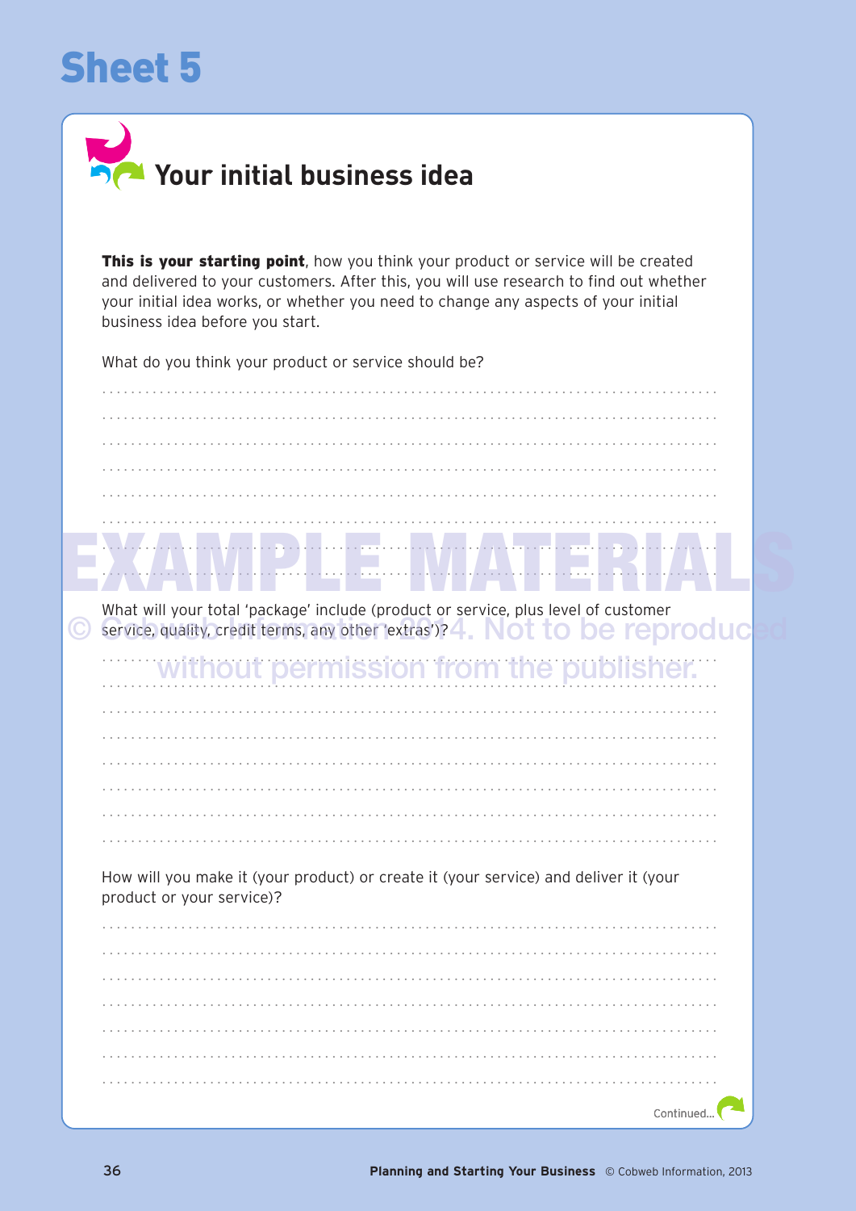# Sheet 5

## Your initial business idea

**This is your starting point**, how you think your product or service will be created and delivered to your customers. After this, you will use research to find out whether your initial idea works, or whether you need to change any aspects of your initial business idea before you start.

What do you think your product or service should be?

.....................................................................................

.....................................................................................

.....................................................................................

.....................................................................................

.....................................................................................

.....................................................................................

.....................................................................................

.....................................................................................

EXAMPLE MATERIALS

What will your total 'package' include (product or service, plus level of customer service, quality, credit terms, any other 'extras')?

© Cobweb Information 2014. Not to be reproduced without permission from the publisher.

.....................................................................................

.....................................................................................

.....................................................................................

.....................................................................................

.....................................................................................

.....................................................................................

.....................................................................................

.....................................................................................

How will you make it (your product) or create it (your service) and deliver it (your product or your service)?

.....................................................................................

.....................................................................................

.....................................................................................

.....................................................................................

.....................................................................................

.....................................................................................

.....................................................................................

Continued...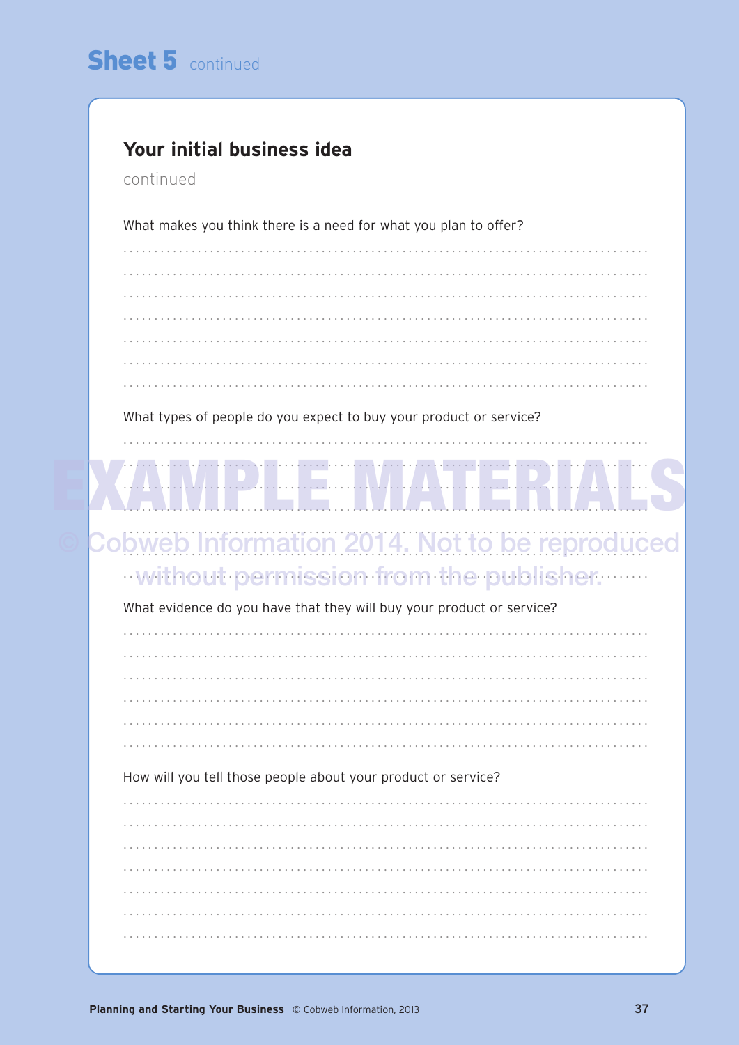# Sheet 5 continued

## Your initial business idea

continued

What makes you think there is a need for what you plan to offer?

What types of people do you expect to buy your product or service?

EXAMPLE MATERIALS

© Cobweb Information 2014. Not to be reproduced without permission from the publisher.

What evidence do you have that they will buy your product or service?

How will you tell those people about your product or service?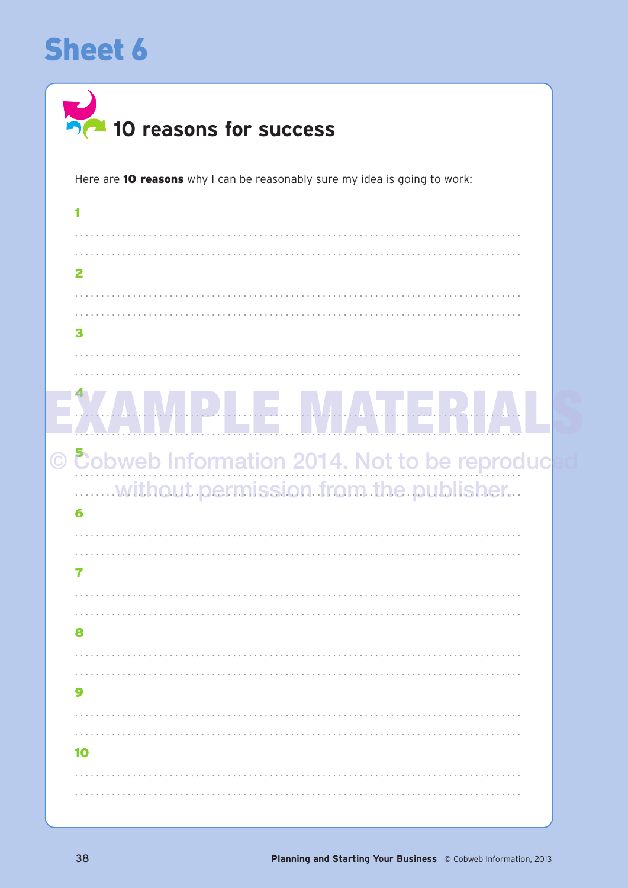# Sheet 6

## 10 reasons for success

Here are **10 reasons** why I can be reasonably sure my idea is going to work:

1

.................................................................................

.................................................................................

2

.................................................................................

.................................................................................

3

.................................................................................

.................................................................................

4

.................................................................................

.................................................................................

5

.................................................................................

.................................................................................

6

.................................................................................

.................................................................................

7

.................................................................................

.................................................................................

8

.................................................................................

.................................................................................

9

.................................................................................

.................................................................................

10

.................................................................................

.................................................................................

EXAMPLE MATERIALS

© Cobweb Information 2014. Not to be reproduced without permission from the publisher.